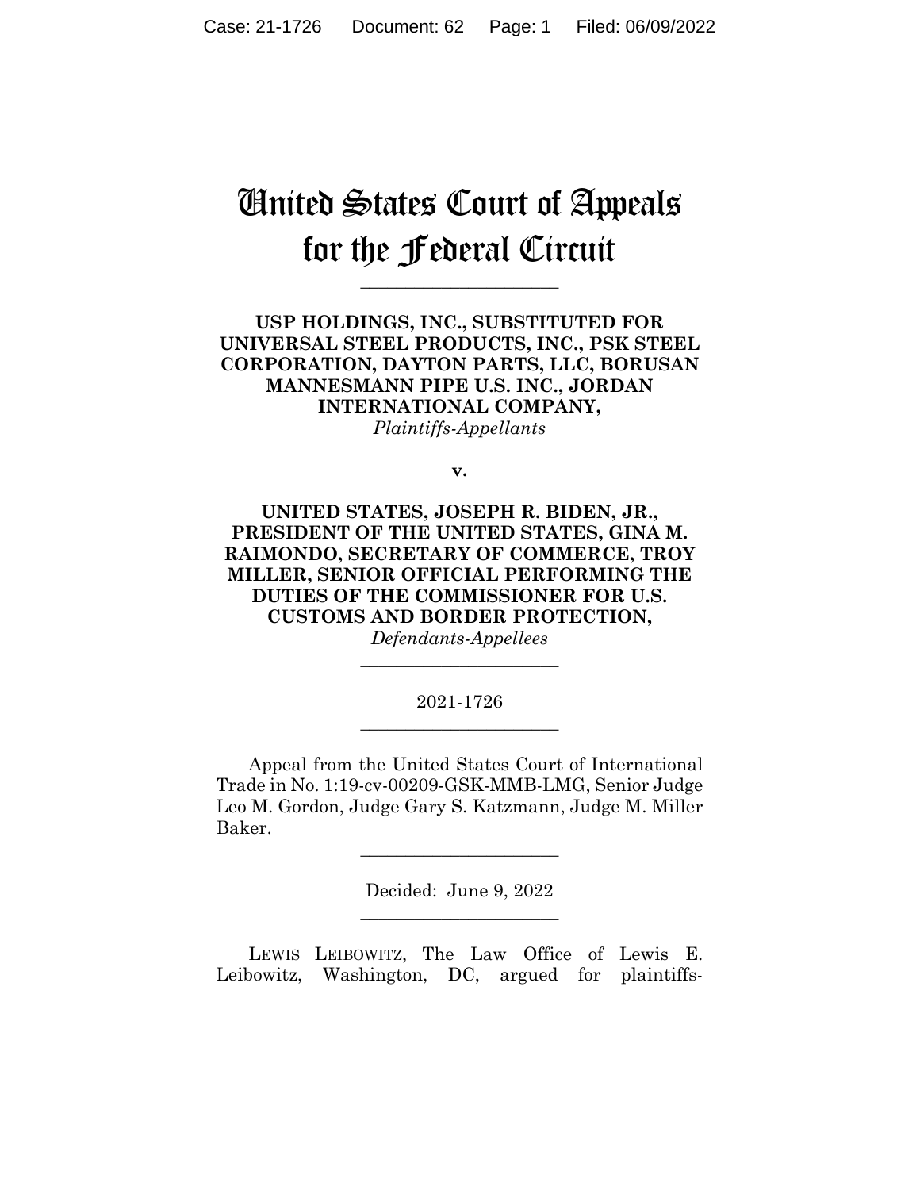# United States Court of Appeals for the Federal Circuit

______________________

**USP HOLDINGS, INC., SUBSTITUTED FOR UNIVERSAL STEEL PRODUCTS, INC., PSK STEEL CORPORATION, DAYTON PARTS, LLC, BORUSAN MANNESMANN PIPE U.S. INC., JORDAN INTERNATIONAL COMPANY,**
*Plaintiffs-Appellants*

**v.**

**UNITED STATES, JOSEPH R. BIDEN, JR., PRESIDENT OF THE UNITED STATES, GINA M. RAIMONDO, SECRETARY OF COMMERCE, TROY MILLER, SENIOR OFFICIAL PERFORMING THE DUTIES OF THE COMMISSIONER FOR U.S. CUSTOMS AND BORDER PROTECTION,**
*Defendants-Appellees*

______________________

2021-1726

______________________

Appeal from the United States Court of International Trade in No. 1:19-cv-00209-GSK-MMB-LMG, Senior Judge Leo M. Gordon, Judge Gary S. Katzmann, Judge M. Miller Baker.

______________________

Decided: June 9, 2022

______________________

LEWIS LEIBOWITZ, The Law Office of Lewis E. Leibowitz, Washington, DC, argued for plaintiffs-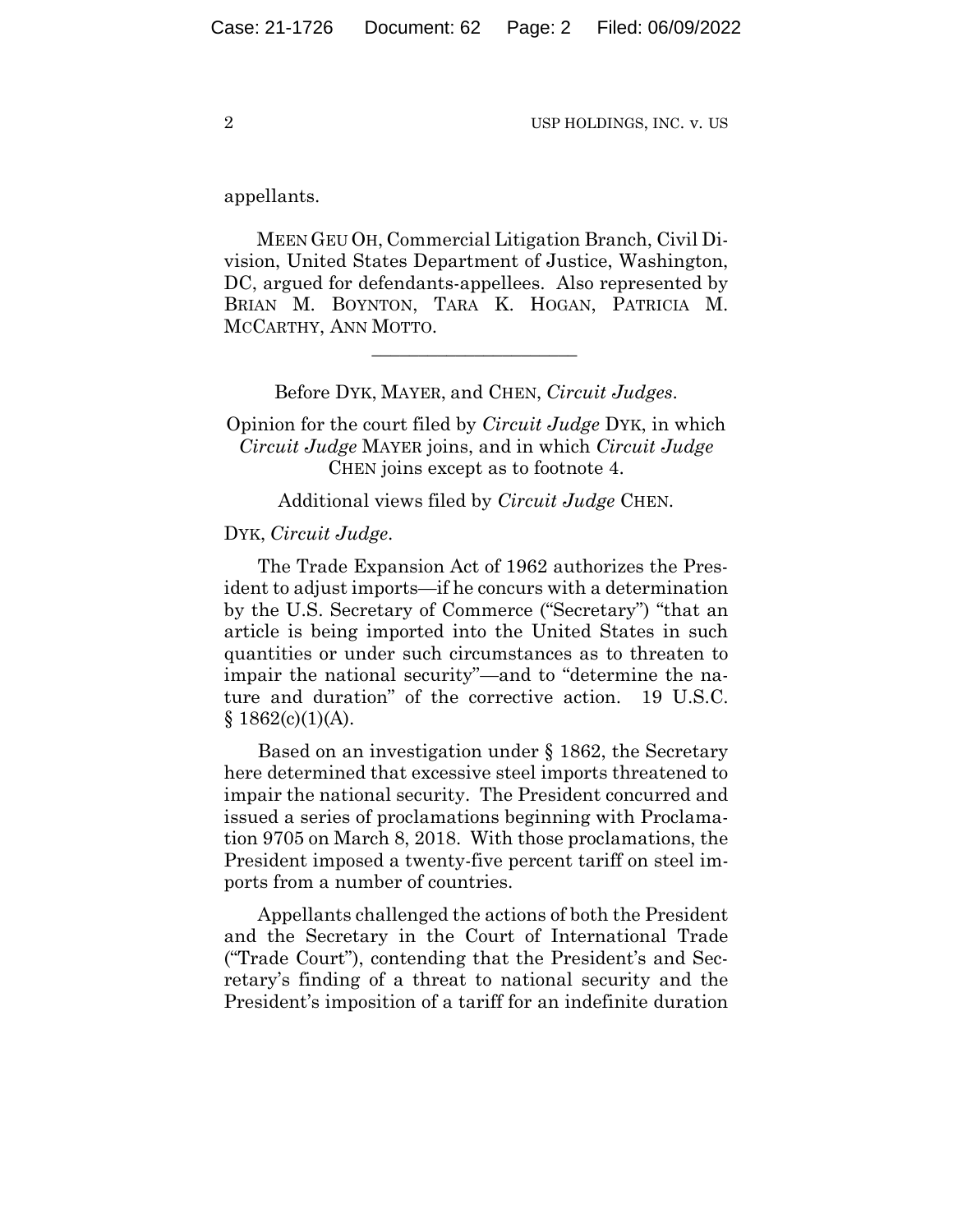appellants.

MEEN GEU OH, Commercial Litigation Branch, Civil Division, United States Department of Justice, Washington, DC, argued for defendants-appellees. Also represented by BRIAN M. BOYNTON, TARA K. HOGAN, PATRICIA M. MCCARTHY, ANN MOTTO.

---

Before DYK, MAYER, and CHEN, *Circuit Judges*.

Opinion for the court filed by *Circuit Judge* DYK, in which *Circuit Judge* MAYER joins, and in which *Circuit Judge* CHEN joins except as to footnote 4.

Additional views filed by *Circuit Judge* CHEN.

DYK, *Circuit Judge*.

The Trade Expansion Act of 1962 authorizes the President to adjust imports—if he concurs with a determination by the U.S. Secretary of Commerce ("Secretary") "that an article is being imported into the United States in such quantities or under such circumstances as to threaten to impair the national security"—and to "determine the nature and duration" of the corrective action. 19 U.S.C. § 1862(c)(1)(A).

Based on an investigation under § 1862, the Secretary here determined that excessive steel imports threatened to impair the national security. The President concurred and issued a series of proclamations beginning with Proclamation 9705 on March 8, 2018. With those proclamations, the President imposed a twenty-five percent tariff on steel imports from a number of countries.

Appellants challenged the actions of both the President and the Secretary in the Court of International Trade ("Trade Court"), contending that the President's and Secretary's finding of a threat to national security and the President's imposition of a tariff for an indefinite duration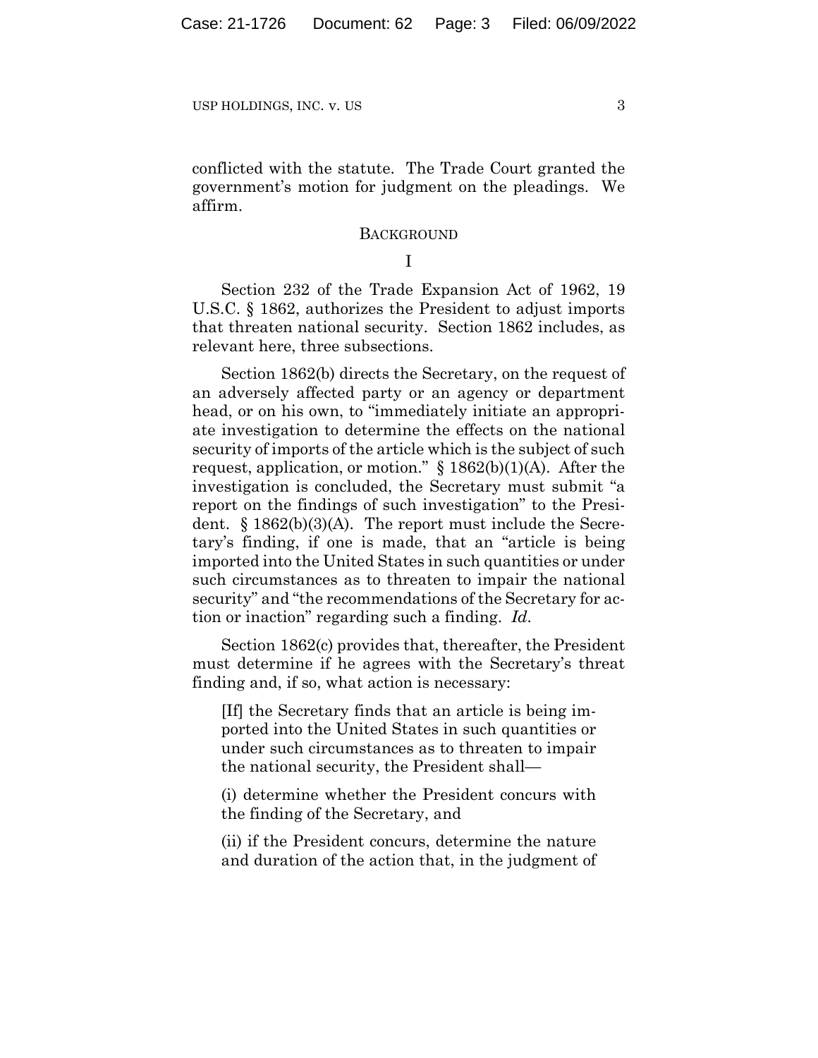conflicted with the statute. The Trade Court granted the government's motion for judgment on the pleadings. We affirm.

## BACKGROUND

### I

Section 232 of the Trade Expansion Act of 1962, 19 U.S.C. § 1862, authorizes the President to adjust imports that threaten national security. Section 1862 includes, as relevant here, three subsections.

Section 1862(b) directs the Secretary, on the request of an adversely affected party or an agency or department head, or on his own, to "immediately initiate an appropriate investigation to determine the effects on the national security of imports of the article which is the subject of such request, application, or motion." § 1862(b)(1)(A). After the investigation is concluded, the Secretary must submit "a report on the findings of such investigation" to the President. § 1862(b)(3)(A). The report must include the Secretary's finding, if one is made, that an "article is being imported into the United States in such quantities or under such circumstances as to threaten to impair the national security" and "the recommendations of the Secretary for action or inaction" regarding such a finding. *Id.*

Section 1862(c) provides that, thereafter, the President must determine if he agrees with the Secretary's threat finding and, if so, what action is necessary:

> [If] the Secretary finds that an article is being imported into the United States in such quantities or under such circumstances as to threaten to impair the national security, the President shall—
>
> (i) determine whether the President concurs with the finding of the Secretary, and
>
> (ii) if the President concurs, determine the nature and duration of the action that, in the judgment of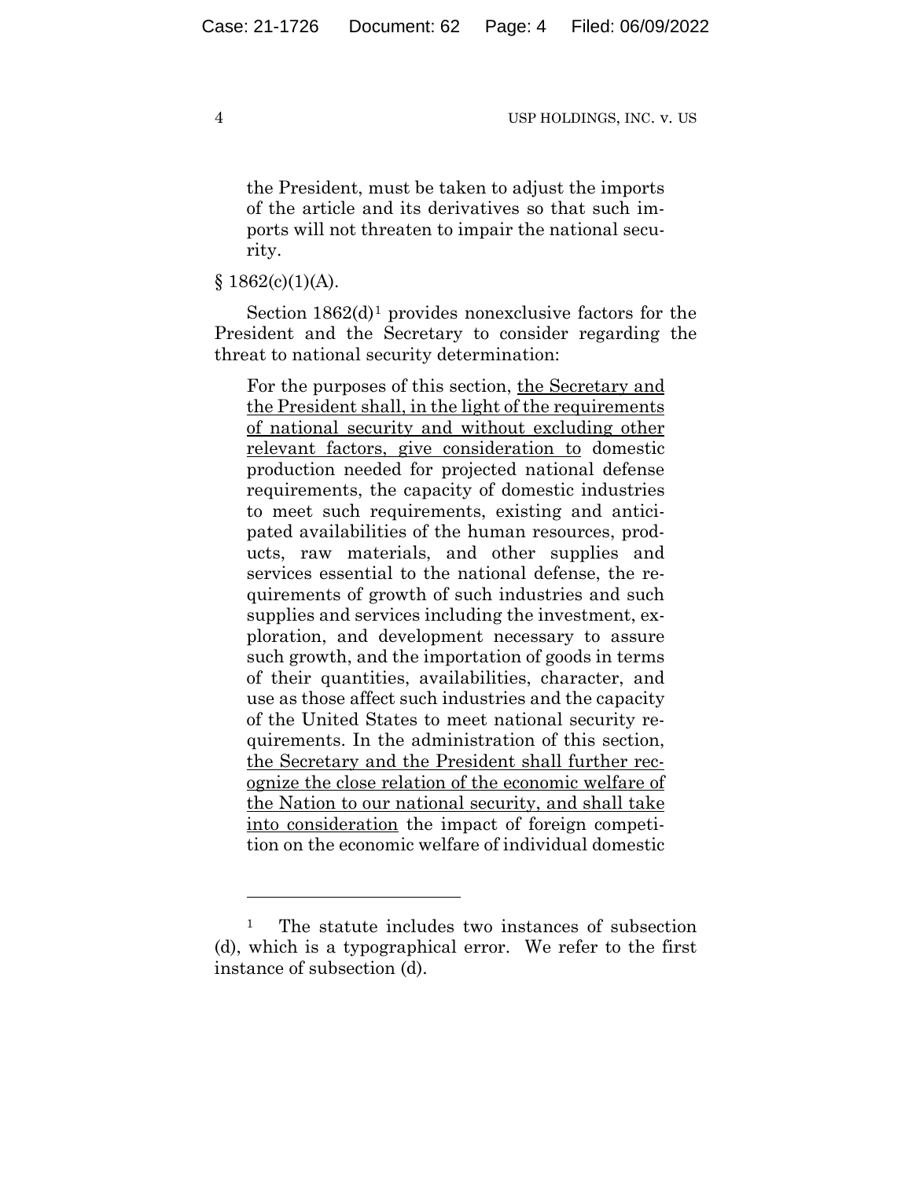the President, must be taken to adjust the imports of the article and its derivatives so that such imports will not threaten to impair the national security.

§ 1862(c)(1)(A).

Section 1862(d)[1] provides nonexclusive factors for the President and the Secretary to consider regarding the threat to national security determination:

> For the purposes of this section, <u>the Secretary and the President shall, in the light of the requirements of national security and without excluding other relevant factors, give consideration to</u> domestic production needed for projected national defense requirements, the capacity of domestic industries to meet such requirements, existing and anticipated availabilities of the human resources, products, raw materials, and other supplies and services essential to the national defense, the requirements of growth of such industries and such supplies and services including the investment, exploration, and development necessary to assure such growth, and the importation of goods in terms of their quantities, availabilities, character, and use as those affect such industries and the capacity of the United States to meet national security requirements. In the administration of this section, <u>the Secretary and the President shall further recognize the close relation of the economic welfare of the Nation to our national security, and shall take into consideration</u> the impact of foreign competition on the economic welfare of individual domestic

---

[1] The statute includes two instances of subsection (d), which is a typographical error. We refer to the first instance of subsection (d).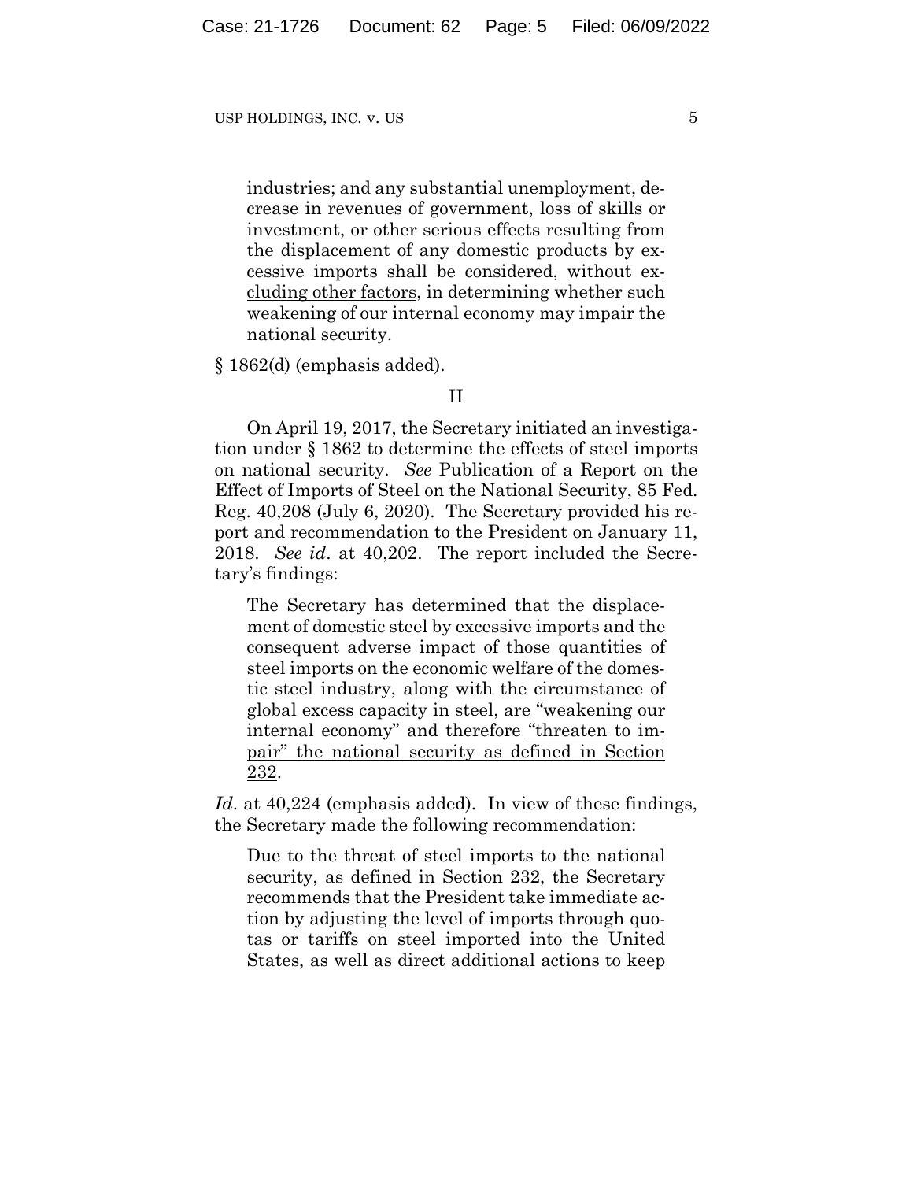> industries; and any substantial unemployment, decrease in revenues of government, loss of skills or investment, or other serious effects resulting from the displacement of any domestic products by excessive imports shall be considered, <u>without excluding other factors</u>, in determining whether such weakening of our internal economy may impair the national security.

§ 1862(d) (emphasis added).

## II

On April 19, 2017, the Secretary initiated an investigation under § 1862 to determine the effects of steel imports on national security. *See* Publication of a Report on the Effect of Imports of Steel on the National Security, 85 Fed. Reg. 40,208 (July 6, 2020). The Secretary provided his report and recommendation to the President on January 11, 2018. *See id*. at 40,202. The report included the Secretary's findings:

> The Secretary has determined that the displacement of domestic steel by excessive imports and the consequent adverse impact of those quantities of steel imports on the economic welfare of the domestic steel industry, along with the circumstance of global excess capacity in steel, are "weakening our internal excess economy" and therefore <u>"threaten to impair" the national security as defined in Section 232</u>.

*Id*. at 40,224 (emphasis added). In view of these findings, the Secretary made the following recommendation:

> Due to the threat of steel imports to the national security, as defined in Section 232, the Secretary recommends that the President take immediate action by adjusting the level of imports through quotas or tariffs on steel imported into the United States, as well as direct additional actions to keep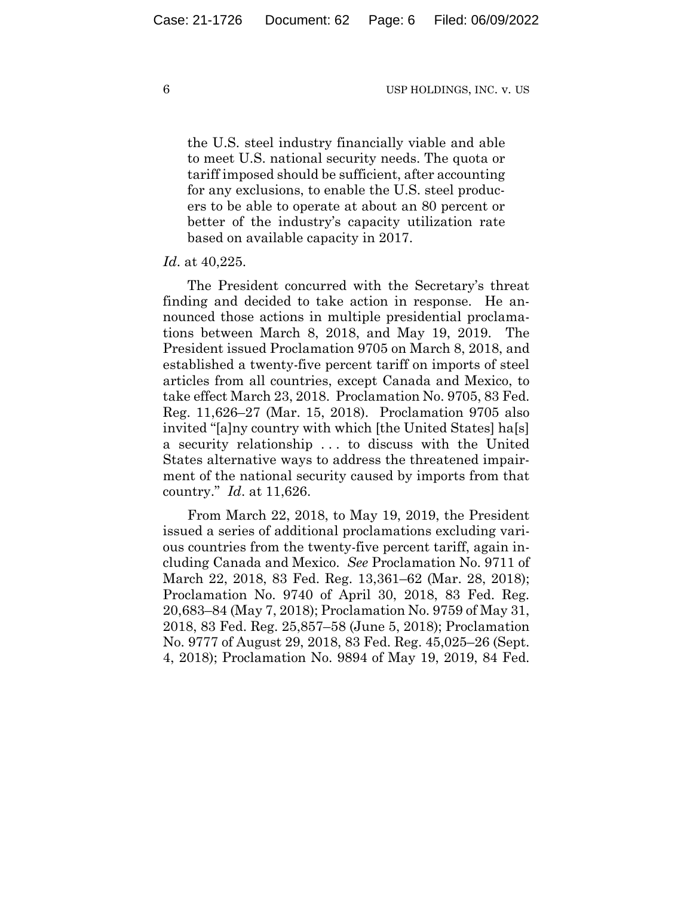> the U.S. steel industry financially viable and able to meet U.S. national security needs. The quota or tariff imposed should be sufficient, after accounting for any exclusions, to enable the U.S. steel producers to be able to operate at about an 80 percent or better of the industry's capacity utilization rate based on available capacity in 2017.

*Id*. at 40,225.

The President concurred with the Secretary's threat finding and decided to take action in response. He announced those actions in multiple presidential proclamations between March 8, 2018, and May 19, 2019. The President issued Proclamation 9705 on March 8, 2018, and established a twenty-five percent tariff on imports of steel articles from all countries, except Canada and Mexico, to take effect March 23, 2018. Proclamation No. 9705, 83 Fed. Reg. 11,626–27 (Mar. 15, 2018). Proclamation 9705 also invited "[a]ny country with which [the United States] ha[s] a security relationship . . . to discuss with the United States alternative ways to address the threatened impairment of the national security caused by imports from that country." *Id*. at 11,626.

From March 22, 2018, to May 19, 2019, the President issued a series of additional proclamations excluding various countries from the twenty-five percent tariff, again including Canada and Mexico. *See* Proclamation No. 9711 of March 22, 2018, 83 Fed. Reg. 13,361–62 (Mar. 28, 2018); Proclamation No. 9740 of April 30, 2018, 83 Fed. Reg. 20,683–84 (May 7, 2018); Proclamation No. 9759 of May 31, 2018, 83 Fed. Reg. 25,857–58 (June 5, 2018); Proclamation No. 9777 of August 29, 2018, 83 Fed. Reg. 45,025–26 (Sept. 4, 2018); Proclamation No. 9894 of May 19, 2019, 84 Fed.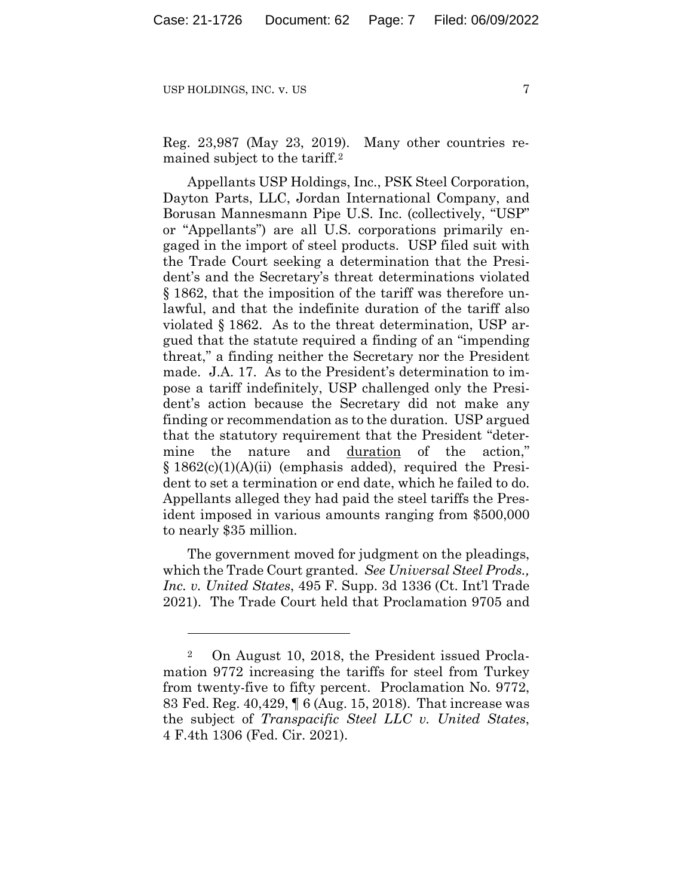Reg. 23,987 (May 23, 2019). Many other countries remained subject to the tariff.[2]

Appellants USP Holdings, Inc., PSK Steel Corporation, Dayton Parts, LLC, Jordan International Company, and Borusan Mannesmann Pipe U.S. Inc. (collectively, "USP" or "Appellants") are all U.S. corporations primarily engaged in the import of steel products. USP filed suit with the Trade Court seeking a determination that the President's and the Secretary's threat determinations violated § 1862, that the imposition of the tariff was therefore unlawful, and that the indefinite duration of the tariff also violated § 1862. As to the threat determination, USP argued that the statute required a finding of an "impending threat," a finding neither the Secretary nor the President made. J.A. 17. As to the President's determination to impose a tariff indefinitely, USP challenged only the President's action because the Secretary did not make any finding or recommendation as to the duration. USP argued that the statutory requirement that the President "determine the nature and <u>duration</u> of the action," § 1862(c)(1)(A)(ii) (emphasis added), required the President to set a termination or end date, which he failed to do. Appellants alleged they had paid the steel tariffs the President imposed in various amounts ranging from $500,000 to nearly $35 million.

The government moved for judgment on the pleadings, which the Trade Court granted. *See Universal Steel Prods., Inc. v. United States*, 495 F. Supp. 3d 1336 (Ct. Int'l Trade 2021). The Trade Court held that Proclamation 9705 and

---

[2] On August 10, 2018, the President issued Proclamation 9772 increasing the tariffs for steel from Turkey from twenty-five to fifty percent. Proclamation No. 9772, 83 Fed. Reg. 40,429, ¶ 6 (Aug. 15, 2018). That increase was the subject of *Transpacific Steel LLC v. United States*, 4 F.4th 1306 (Fed. Cir. 2021).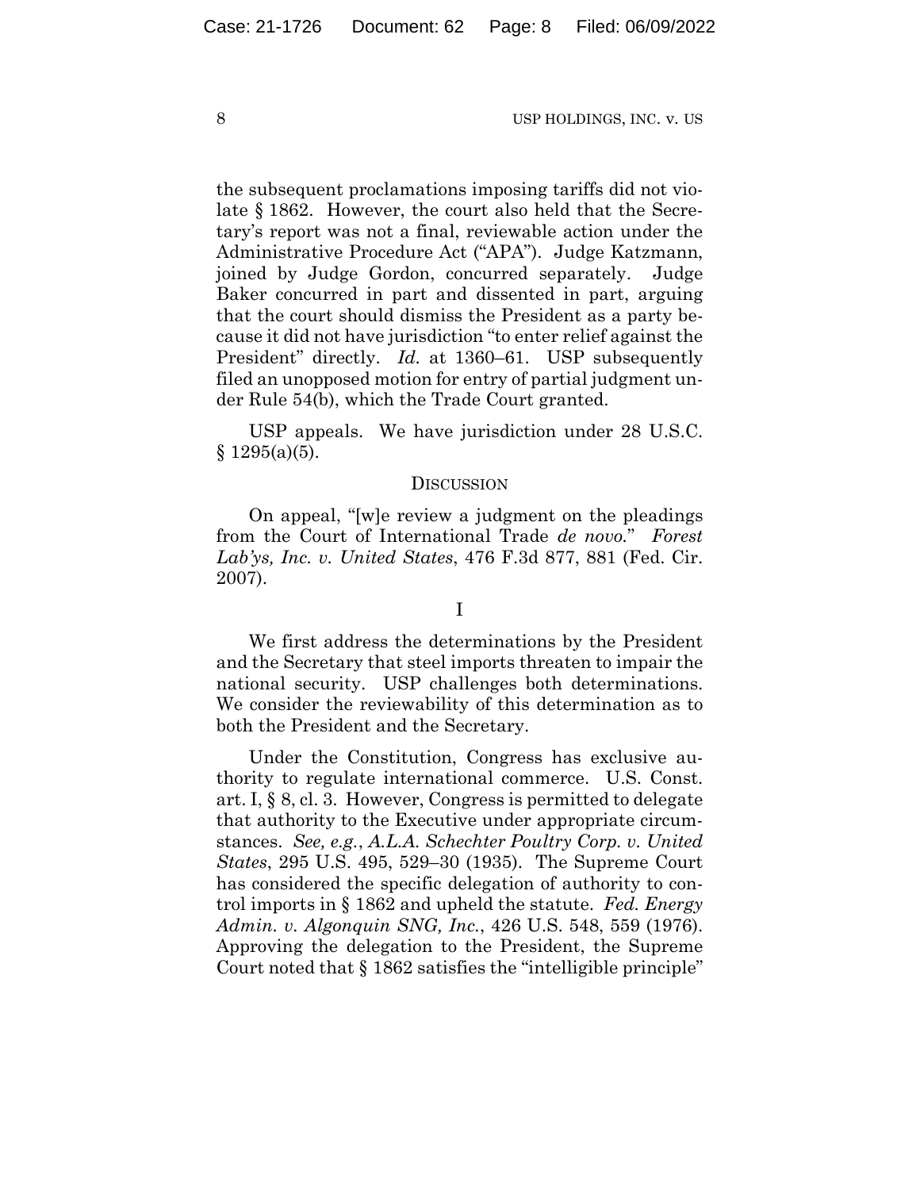the subsequent proclamations imposing tariffs did not violate § 1862. However, the court also held that the Secretary's report was not a final, reviewable action under the Administrative Procedure Act ("APA"). Judge Katzmann, joined by Judge Gordon, concurred separately. Judge Baker concurred in part and dissented in part, arguing that the court should dismiss the President as a party because it did not have jurisdiction "to enter relief against the President" directly. *Id.* at 1360–61. USP subsequently filed an unopposed motion for entry of partial judgment under Rule 54(b), which the Trade Court granted.

USP appeals. We have jurisdiction under 28 U.S.C. § 1295(a)(5).

## Discussion

On appeal, "[w]e review a judgment on the pleadings from the Court of International Trade *de novo*." *Forest Lab'ys, Inc. v. United States*, 476 F.3d 877, 881 (Fed. Cir. 2007).

### I

We first address the determinations by the President and the Secretary that steel imports threaten to impair the national security. USP challenges both determinations. We consider the reviewability of this determination as to both the President and the Secretary.

Under the Constitution, Congress has exclusive authority to regulate international commerce. U.S. Const. art. I, § 8, cl. 3. However, Congress is permitted to delegate that authority to the Executive under appropriate circumstances. *See, e.g.*, *A.L.A. Schechter Poultry Corp. v. United States*, 295 U.S. 495, 529–30 (1935). The Supreme Court has considered the specific delegation of authority to control imports in § 1862 and upheld the statute. *Fed. Energy Admin. v. Algonquin SNG, Inc.*, 426 U.S. 548, 559 (1976). Approving the delegation to the President, the Supreme Court noted that § 1862 satisfies the "intelligible principle"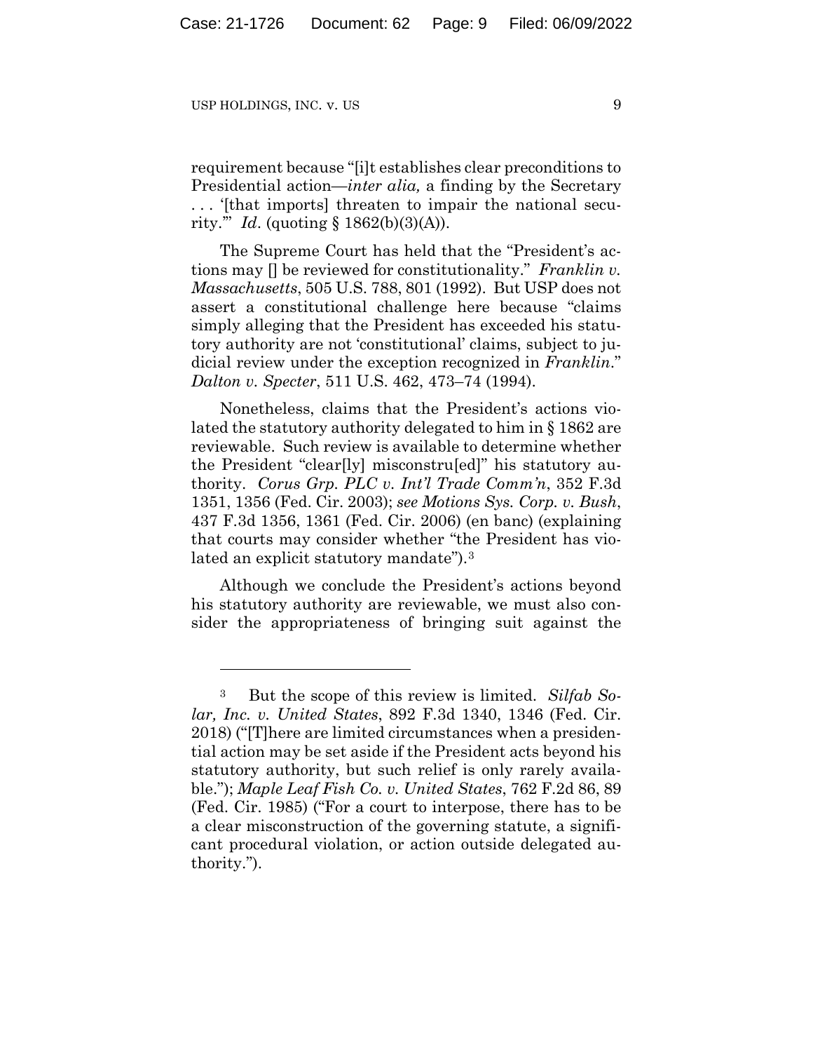requirement because "[i]t establishes clear preconditions to Presidential action—*inter alia,* a finding by the Secretary . . . '[that imports] threaten to impair the national security.'" *Id*. (quoting § 1862(b)(3)(A)).

The Supreme Court has held that the "President's actions may [] be reviewed for constitutionality." *Franklin v. Massachusetts*, 505 U.S. 788, 801 (1992). But USP does not assert a constitutional challenge here because "claims simply alleging that the President has exceeded his statutory authority are not 'constitutional' claims, subject to judicial review under the exception recognized in *Franklin*." *Dalton v. Specter*, 511 U.S. 462, 473–74 (1994).

Nonetheless, claims that the President's actions violated the statutory authority delegated to him in § 1862 are reviewable. Such review is available to determine whether the President "clear[ly] misconstru[ed]" his statutory authority. *Corus Grp. PLC v. Int'l Trade Comm'n*, 352 F.3d 1351, 1356 (Fed. Cir. 2003); *see Motions Sys. Corp. v. Bush*, 437 F.3d 1356, 1361 (Fed. Cir. 2006) (en banc) (explaining that courts may consider whether "the President has violated an explicit statutory mandate").[3]

Although we conclude the President's actions beyond his statutory authority are reviewable, we must also consider the appropriateness of bringing suit against the

---

[3] But the scope of this review is limited. *Silfab Solar, Inc. v. United States*, 892 F.3d 1340, 1346 (Fed. Cir. 2018) ("[T]here are limited circumstances when a presidential action may be set aside if the President acts beyond his statutory authority, but such relief is only rarely available."); *Maple Leaf Fish Co. v. United States*, 762 F.2d 86, 89 (Fed. Cir. 1985) ("For a court to interpose, there has to be a clear misconstruction of the governing statute, a significant procedural violation, or action outside delegated authority.").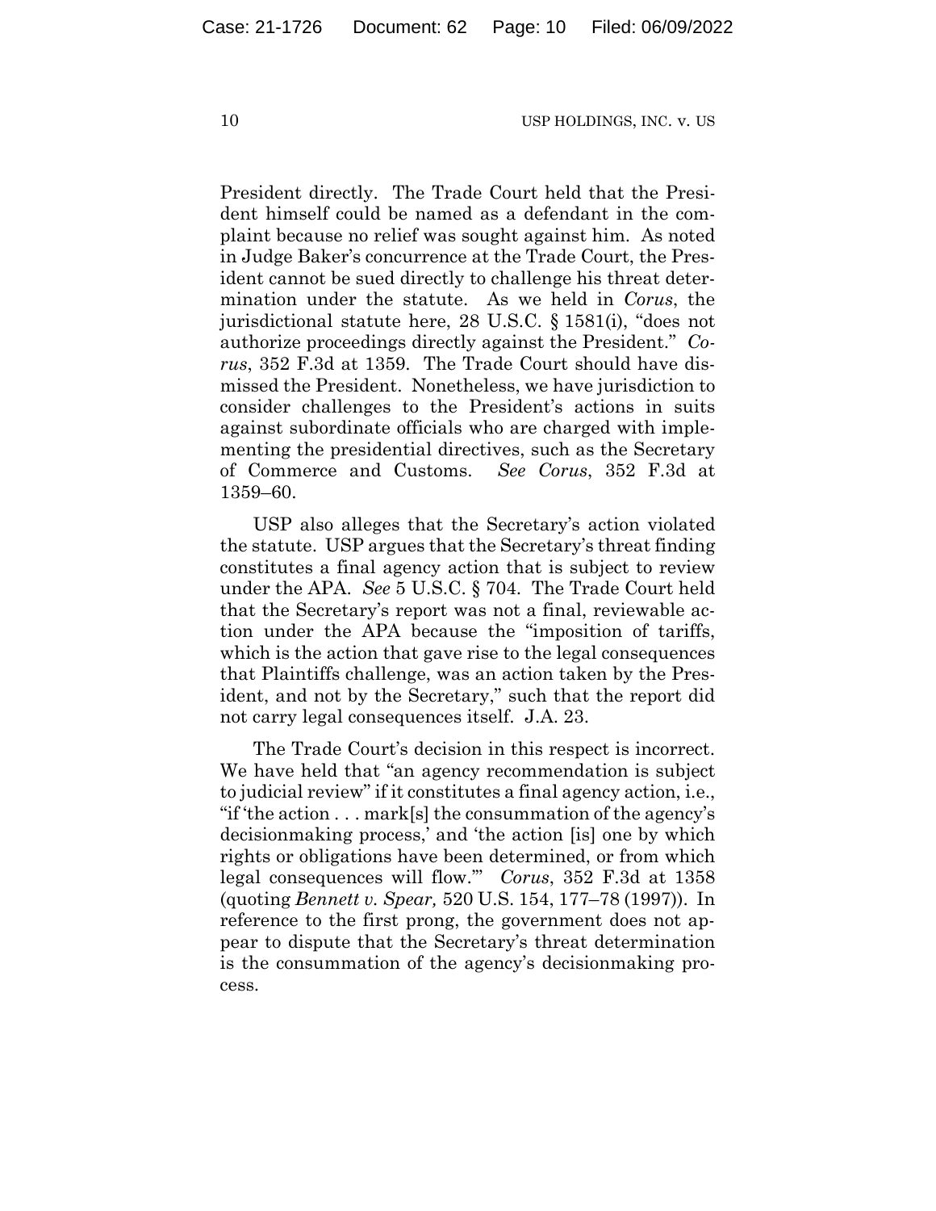President directly. The Trade Court held that the President himself could be named as a defendant in the complaint because no relief was sought against him. As noted in Judge Baker's concurrence at the Trade Court, the President cannot be sued directly to challenge his threat determination under the statute. As we held in *Corus*, the jurisdictional statute here, 28 U.S.C. § 1581(i), "does not authorize proceedings directly against the President." *Corus*, 352 F.3d at 1359. The Trade Court should have dismissed the President. Nonetheless, we have jurisdiction to consider challenges to the President's actions in suits against subordinate officials who are charged with implementing the presidential directives, such as the Secretary of Commerce and Customs. *See Corus*, 352 F.3d at 1359–60.

USP also alleges that the Secretary's action violated the statute. USP argues that the Secretary's threat finding constitutes a final agency action that is subject to review under the APA. *See* 5 U.S.C. § 704. The Trade Court held that the Secretary's report was not a final, reviewable action under the APA because the "imposition of tariffs, which is the action that gave rise to the legal consequences that Plaintiffs challenge, was an action taken by the President, and not by the Secretary," such that the report did not carry legal consequences itself. J.A. 23.

The Trade Court's decision in this respect is incorrect. We have held that "an agency recommendation is subject to judicial review" if it constitutes a final agency action, i.e., "if 'the action . . . mark[s] the consummation of the agency's decisionmaking process,' and 'the action [is] one by which rights or obligations have been determined, or from which legal consequences will flow.'" *Corus*, 352 F.3d at 1358 (quoting *Bennett v. Spear,* 520 U.S. 154, 177–78 (1997)). In reference to the first prong, the government does not appear to dispute that the Secretary's threat determination is the consummation of the agency's decisionmaking process.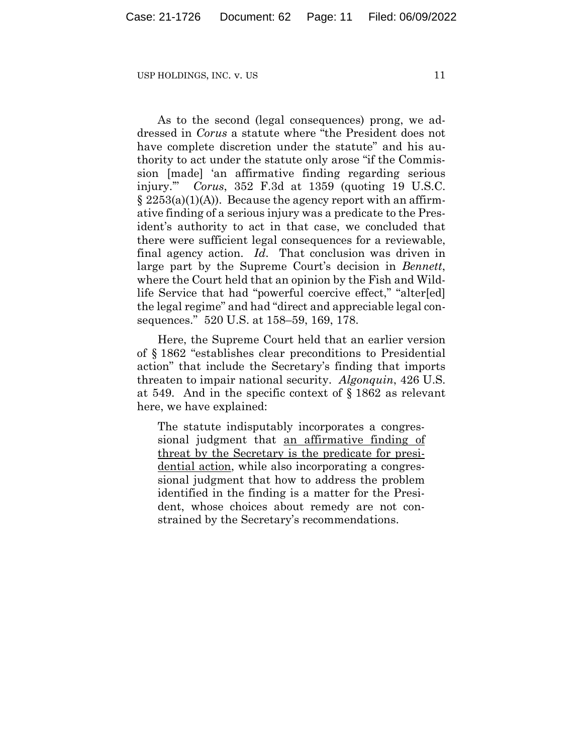As to the second (legal consequences) prong, we addressed in *Corus* a statute where "the President does not have complete discretion under the statute" and his authority to act under the statute only arose "if the Commission [made] 'an affirmative finding regarding serious injury.'" *Corus*, 352 F.3d at 1359 (quoting 19 U.S.C. § 2253(a)(1)(A)). Because the agency report with an affirmative finding of a serious injury was a predicate to the President's authority to act in that case, we concluded that there were sufficient legal consequences for a reviewable, final agency action. *Id*. That conclusion was driven in large part by the Supreme Court's decision in *Bennett*, where the Court held that an opinion by the Fish and Wildlife Service that had "powerful coercive effect," "alter[ed] the legal regime" and had "direct and appreciable legal consequences." 520 U.S. at 158–59, 169, 178.

Here, the Supreme Court held that an earlier version of § 1862 "establishes clear preconditions to Presidential action" that include the Secretary's finding that imports threaten to impair national security. *Algonquin*, 426 U.S. at 549. And in the specific context of § 1862 as relevant here, we have explained:

> The statute indisputably incorporates a congressional judgment that <u>an affirmative finding of threat by the Secretary is the predicate for presidential action</u>, while also incorporating a congressional judgment that how to address the problem identified in the finding is a matter for the President, whose choices about remedy are not constrained by the Secretary's recommendations.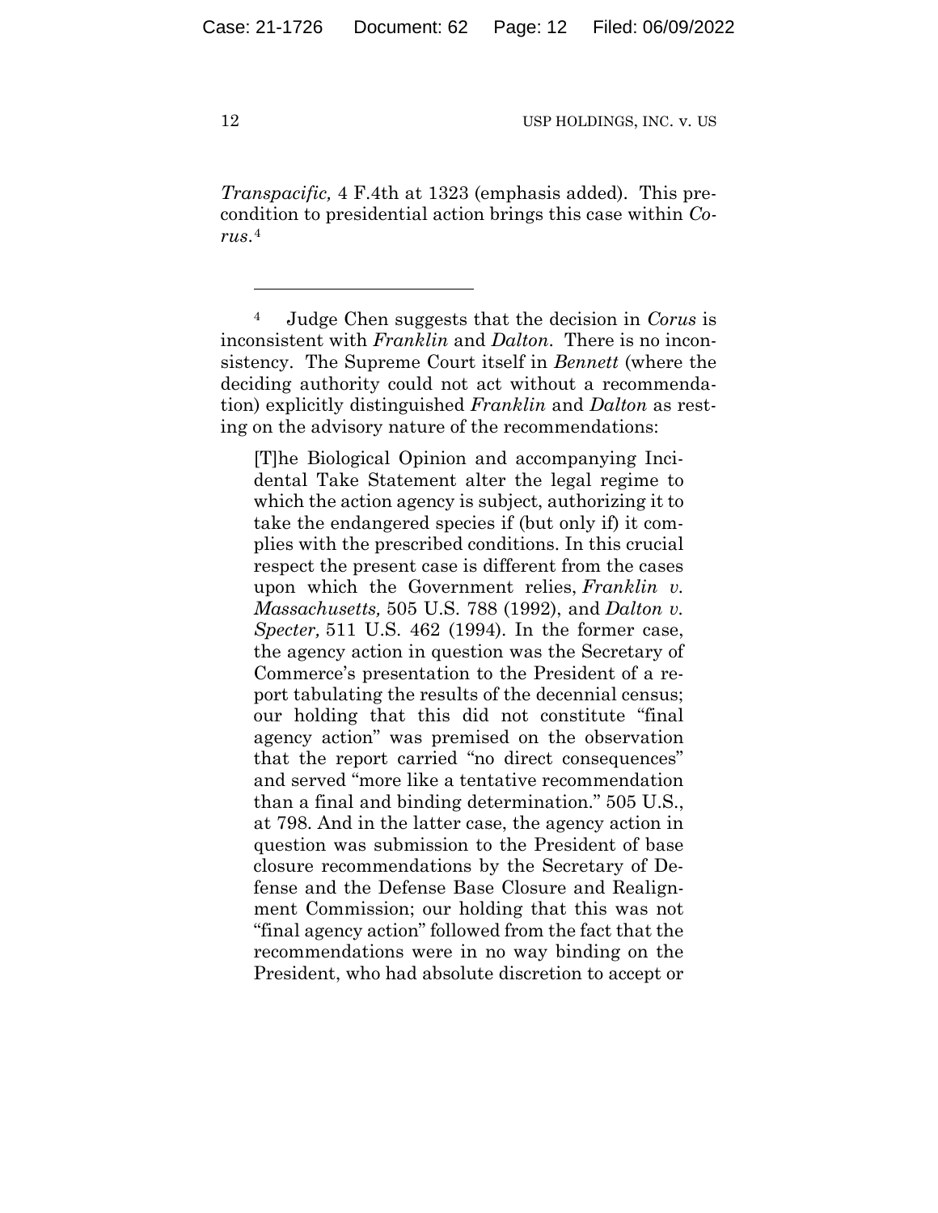*Transpacific,* 4 F.4th at 1323 (emphasis added). This precondition to presidential action brings this case within *Corus*.[4]

---

[4] Judge Chen suggests that the decision in *Corus* is inconsistent with *Franklin* and *Dalton*. There is no inconsistency. The Supreme Court itself in *Bennett* (where the deciding authority could not act without a recommendation) explicitly distinguished *Franklin* and *Dalton* as resting on the advisory nature of the recommendations:

> [T]he Biological Opinion and accompanying Incidental Take Statement alter the legal regime to which the action agency is subject, authorizing it to take the endangered species if (but only if) it complies with the prescribed conditions. In this crucial respect the present case is different from the cases upon which the Government relies, *Franklin v. Massachusetts,* 505 U.S. 788 (1992), and *Dalton v. Specter,* 511 U.S. 462 (1994). In the former case, the agency action in question was the Secretary of Commerce's presentation to the President of a report tabulating the results of the decennial census; our holding that this did not constitute "final agency action" was premised on the observation that the report carried "no direct consequences" and served "more like a tentative recommendation than a final and binding determination." 505 U.S., at 798. And in the latter case, the agency action in question was submission to the President of base closure recommendations by the Secretary of Defense and the Defense Base Closure and Realignment Commission; our holding that this was not "final agency action" followed from the fact that the recommendations were in no way binding on the President, who had absolute discretion to accept or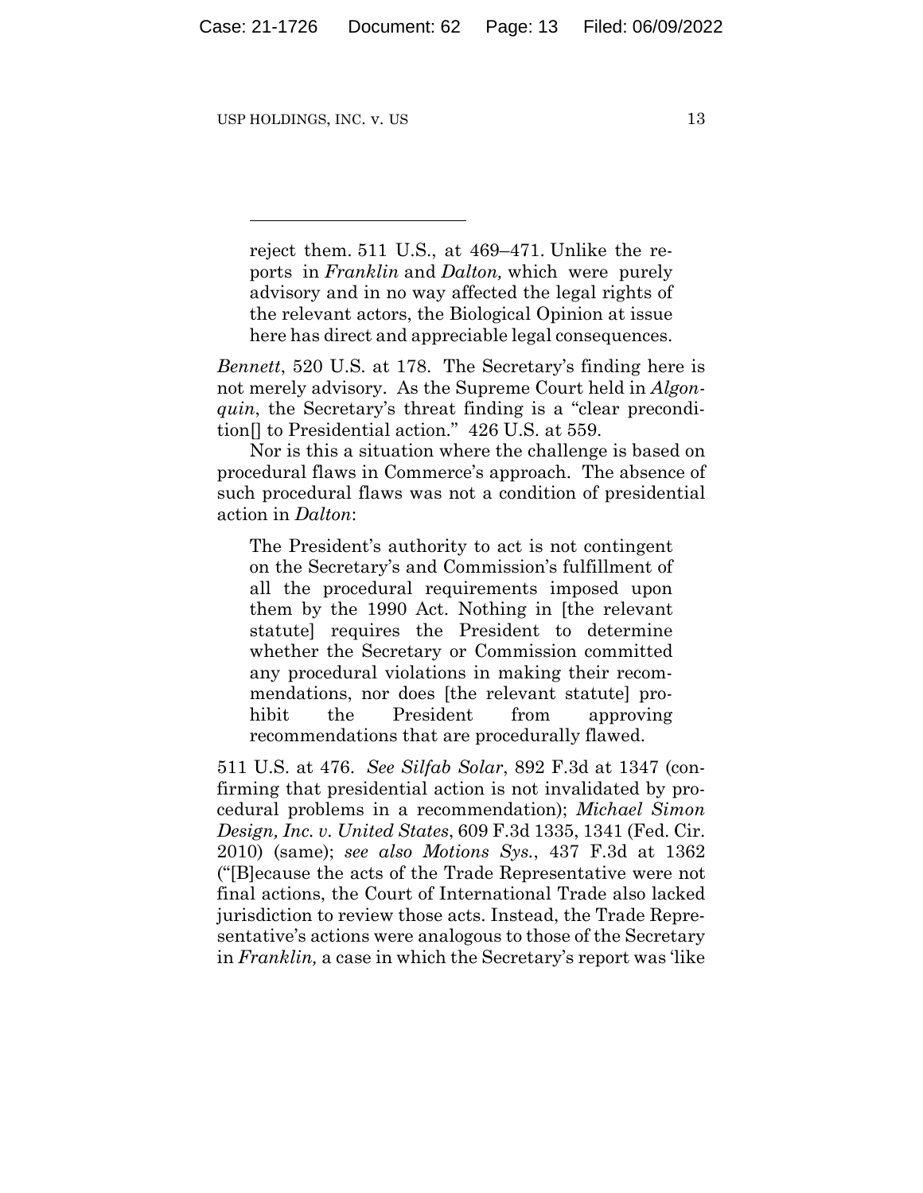> reject them. 511 U.S., at 469–471. Unlike the reports in *Franklin* and *Dalton,* which were purely advisory and in no way affected the legal rights of the relevant actors, the Biological Opinion at issue here has direct and appreciable legal consequences.

*Bennett*, 520 U.S. at 178. The Secretary's finding here is not merely advisory. As the Supreme Court held in *Algonquin*, the Secretary's threat finding is a "clear precondition[] to Presidential action." 426 U.S. at 559.

Nor is this a situation where the challenge is based on procedural flaws in Commerce's approach. The absence of such procedural flaws was not a condition of presidential action in *Dalton*:

> The President's authority to act is not contingent on the Secretary's and Commission's fulfillment of all the procedural requirements imposed upon them by the 1990 Act. Nothing in [the relevant statute] requires the President to determine whether the Secretary or Commission committed any procedural violations in making their recommendations, nor does [the relevant statute] prohibit the President from approving recommendations that are procedurally flawed.

511 U.S. at 476. *See Silfab Solar*, 892 F.3d at 1347 (confirming that presidential action is not invalidated by procedural problems in a recommendation); *Michael Simon Design, Inc. v. United States*, 609 F.3d 1335, 1341 (Fed. Cir. 2010) (same); *see also Motions Sys.*, 437 F.3d at 1362 ("[B]ecause the acts of the Trade Representative were not final actions, the Court of International Trade also lacked jurisdiction to review those acts. Instead, the Trade Representative's actions were analogous to those of the Secretary in *Franklin,* a case in which the Secretary's report was 'like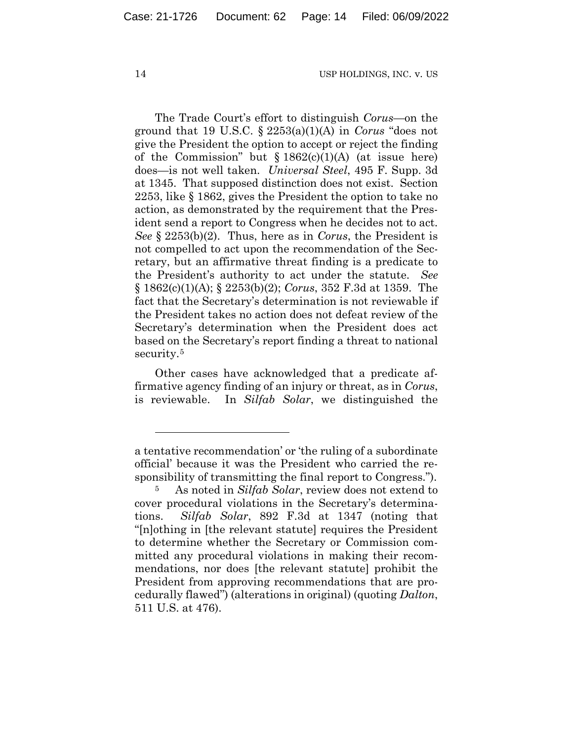The Trade Court's effort to distinguish *Corus*—on the ground that 19 U.S.C. § 2253(a)(1)(A) in *Corus* "does not give the President the option to accept or reject the finding of the Commission" but § 1862(c)(1)(A) (at issue here) does—is not well taken. *Universal Steel*, 495 F. Supp. 3d at 1345. That supposed distinction does not exist. Section 2253, like § 1862, gives the President the option to take no action, as demonstrated by the requirement that the President send a report to Congress when he decides not to act. *See* § 2253(b)(2). Thus, here as in *Corus*, the President is not compelled to act upon the recommendation of the Secretary, but an affirmative threat finding is a predicate to the President's authority to act under the statute. *See* § 1862(c)(1)(A); § 2253(b)(2); *Corus*, 352 F.3d at 1359. The fact that the Secretary's determination is not reviewable if the President takes no action does not defeat review of the Secretary's determination when the President does act based on the Secretary's report finding a threat to national security.[5]

Other cases have acknowledged that a predicate affirmative agency finding of an injury or threat, as in *Corus*, is reviewable. In *Silfab Solar*, we distinguished the

---

a tentative recommendation' or 'the ruling of a subordinate official' because it was the President who carried the responsibility of transmitting the final report to Congress.").

[5] As noted in *Silfab Solar*, review does not extend to cover procedural violations in the Secretary's determinations. *Silfab Solar*, 892 F.3d at 1347 (noting that "[n]othing in [the relevant statute] requires the President to determine whether the Secretary or Commission committed any procedural violations in making their recommendations, nor does [the relevant statute] prohibit the President from approving recommendations that are procedurally flawed") (alterations in original) (quoting *Dalton*, 511 U.S. at 476).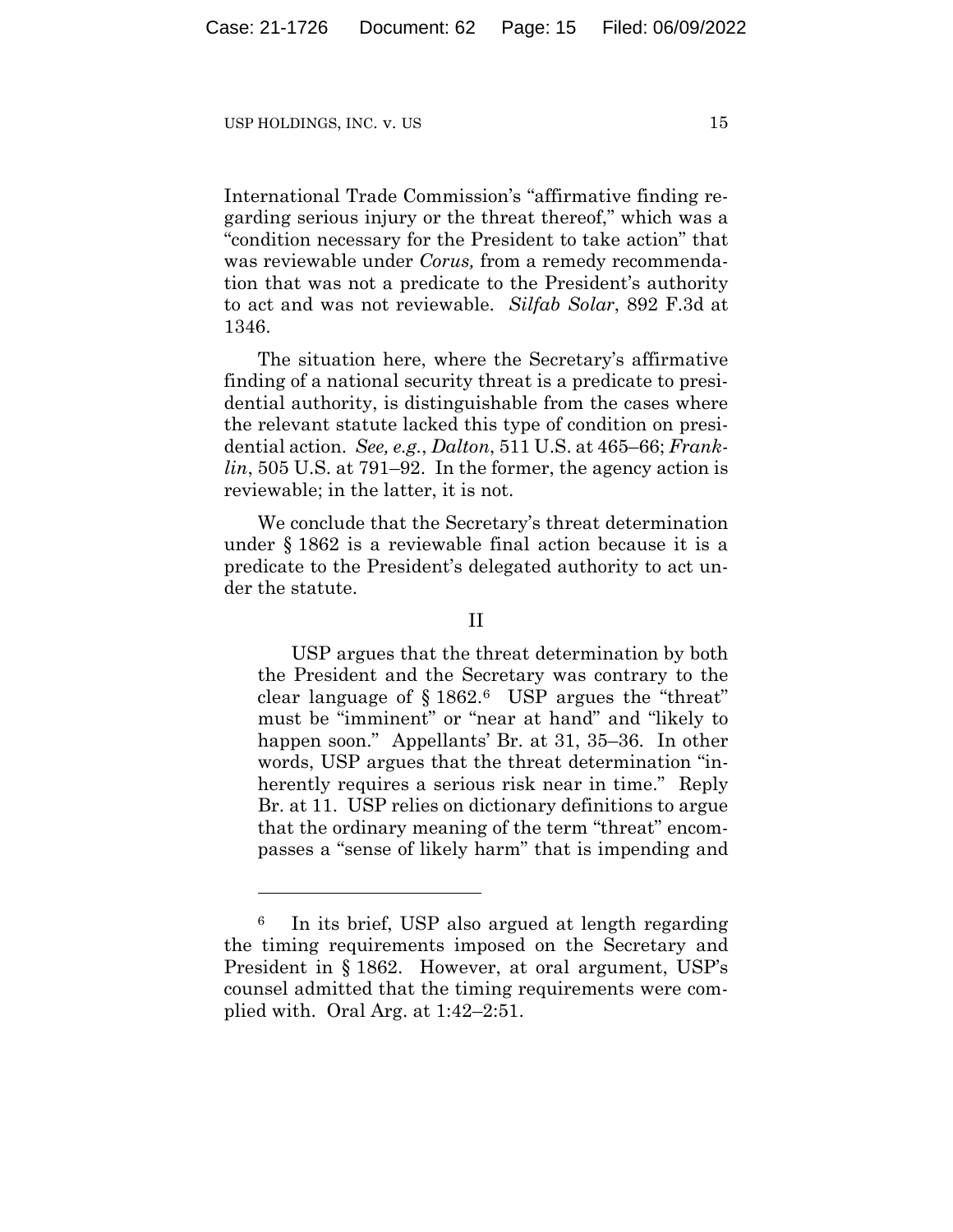International Trade Commission's "affirmative finding regarding serious injury or the threat thereof," which was a "condition necessary for the President to take action" that was reviewable under *Corus,* from a remedy recommendation that was not a predicate to the President's authority to act and was not reviewable. *Silfab Solar*, 892 F.3d at 1346.

The situation here, where the Secretary's affirmative finding of a national security threat is a predicate to presidential authority, is distinguishable from the cases where the relevant statute lacked this type of condition on presidential action. *See, e.g.*, *Dalton*, 511 U.S. at 465–66; *Franklin*, 505 U.S. at 791–92. In the former, the agency action is reviewable; in the latter, it is not.

We conclude that the Secretary's threat determination under § 1862 is a reviewable final action because it is a predicate to the President's delegated authority to act under the statute.

## II

USP argues that the threat determination by both the President and the Secretary was contrary to the clear language of § 1862.[6] USP argues the "threat" must be "imminent" or "near at hand" and "likely to happen soon." Appellants' Br. at 31, 35–36. In other words, USP argues that the threat determination "inherently requires a serious risk near in time." Reply Br. at 11. USP relies on dictionary definitions to argue that the ordinary meaning of the term "threat" encompasses a "sense of likely harm" that is impending and

---

[6] In its brief, USP also argued at length regarding the timing requirements imposed on the Secretary and President in § 1862. However, at oral argument, USP's counsel admitted that the timing requirements were complied with. Oral Arg. at 1:42–2:51.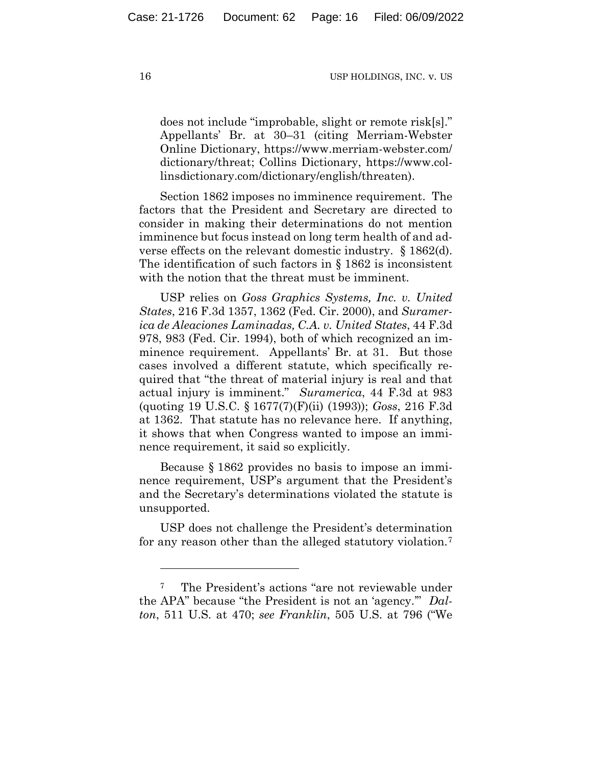does not include "improbable, slight or remote risk[s]." Appellants' Br. at 30–31 (citing Merriam-Webster Online Dictionary, https://www.merriam-webster.com/dictionary/threat; Collins Dictionary, https://www.collinsdictionary.com/dictionary/english/threaten).

Section 1862 imposes no imminence requirement. The factors that the President and Secretary are directed to consider in making their determinations do not mention imminence but focus instead on long term health of and adverse effects on the relevant domestic industry. § 1862(d). The identification of such factors in § 1862 is inconsistent with the notion that the threat must be imminent.

USP relies on *Goss Graphics Systems, Inc. v. United States*, 216 F.3d 1357, 1362 (Fed. Cir. 2000), and *Suramerica de Aleaciones Laminadas, C.A. v. United States*, 44 F.3d 978, 983 (Fed. Cir. 1994), both of which recognized an imminence requirement. Appellants' Br. at 31. But those cases involved a different statute, which specifically required that "the threat of material injury is real and that actual injury is imminent." *Suramerica*, 44 F.3d at 983 (quoting 19 U.S.C. § 1677(7)(F)(ii) (1993)); *Goss*, 216 F.3d at 1362. That statute has no relevance here. If anything, it shows that when Congress wanted to impose an imminence requirement, it said so explicitly.

Because § 1862 provides no basis to impose an imminence requirement, USP's argument that the President's and the Secretary's determinations violated the statute is unsupported.

USP does not challenge the President's determination for any reason other than the alleged statutory violation.[7]

---

[7] The President's actions "are not reviewable under the APA" because "the President is not an 'agency.'" *Dalton*, 511 U.S. at 470; *see Franklin*, 505 U.S. at 796 ("We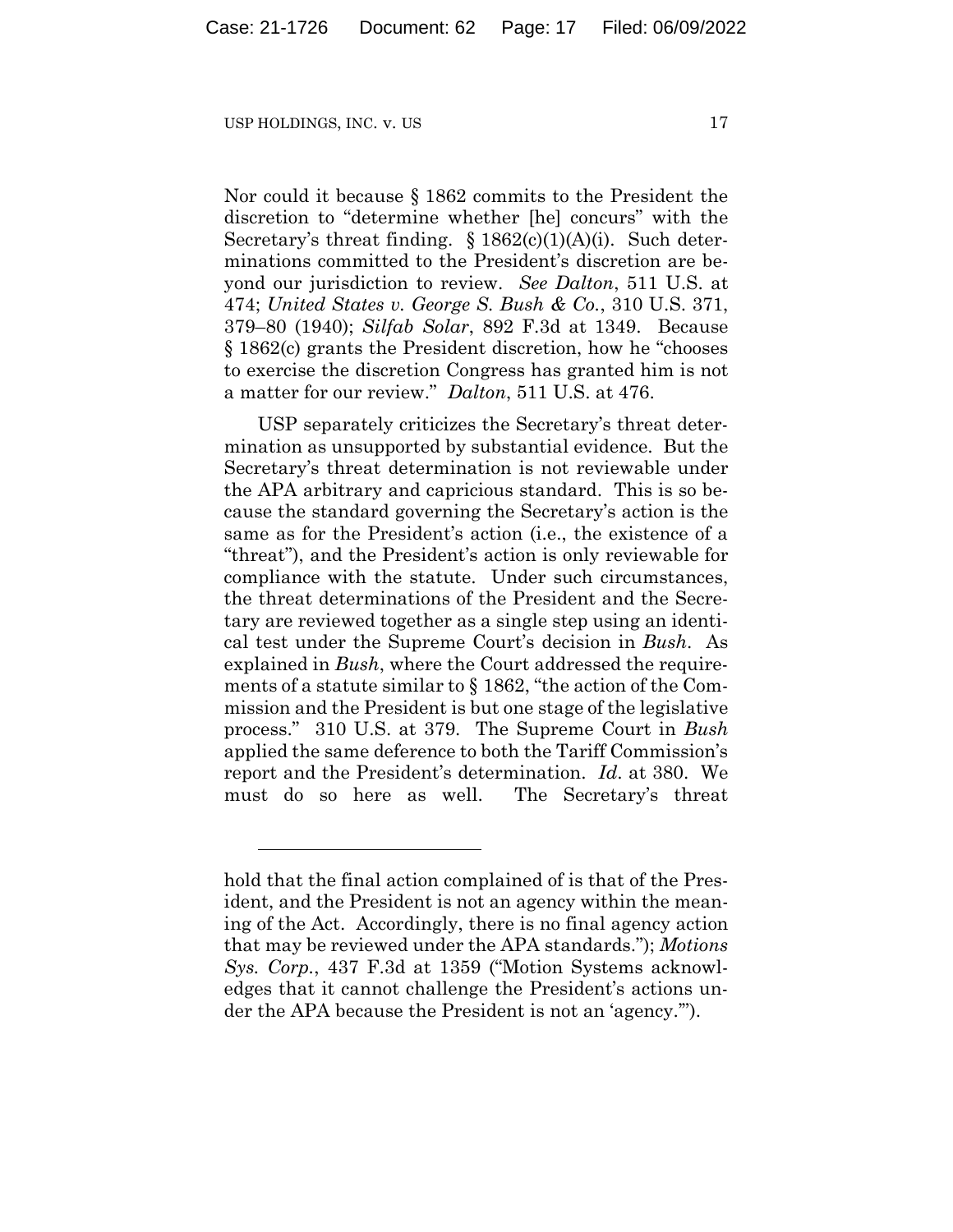Nor could it because § 1862 commits to the President the discretion to "determine whether [he] concurs" with the Secretary's threat finding. § 1862(c)(1)(A)(i). Such determinations committed to the President's discretion are beyond our jurisdiction to review. *See Dalton*, 511 U.S. at 474; *United States v. George S. Bush & Co.*, 310 U.S. 371, 379–80 (1940); *Silfab Solar*, 892 F.3d at 1349. Because § 1862(c) grants the President discretion, how he "chooses to exercise the discretion Congress has granted him is not a matter for our review." *Dalton*, 511 U.S. at 476.

USP separately criticizes the Secretary's threat determination as unsupported by substantial evidence. But the Secretary's threat determination is not reviewable under the APA arbitrary and capricious standard. This is so because the standard governing the Secretary's action is the same as for the President's action (i.e., the existence of a "threat"), and the President's action is only reviewable for compliance with the statute. Under such circumstances, the threat determinations of the President and the Secretary are reviewed together as a single step using an identical test under the Supreme Court's decision in *Bush*. As explained in *Bush*, where the Court addressed the requirements of a statute similar to § 1862, "the action of the Commission and the President is but one stage of the legislative process." 310 U.S. at 379. The Supreme Court in *Bush* applied the same deference to both the Tariff Commission's report and the President's determination. *Id.* at 380. We must do so here as well. The Secretary's threat

---

hold that the final action complained of is that of the President, and the President is not an agency within the meaning of the Act. Accordingly, there is no final agency action that may be reviewed under the APA standards."); *Motions Sys. Corp.*, 437 F.3d at 1359 ("Motion Systems acknowledges that it cannot challenge the President's actions under the APA because the President is not an 'agency.'").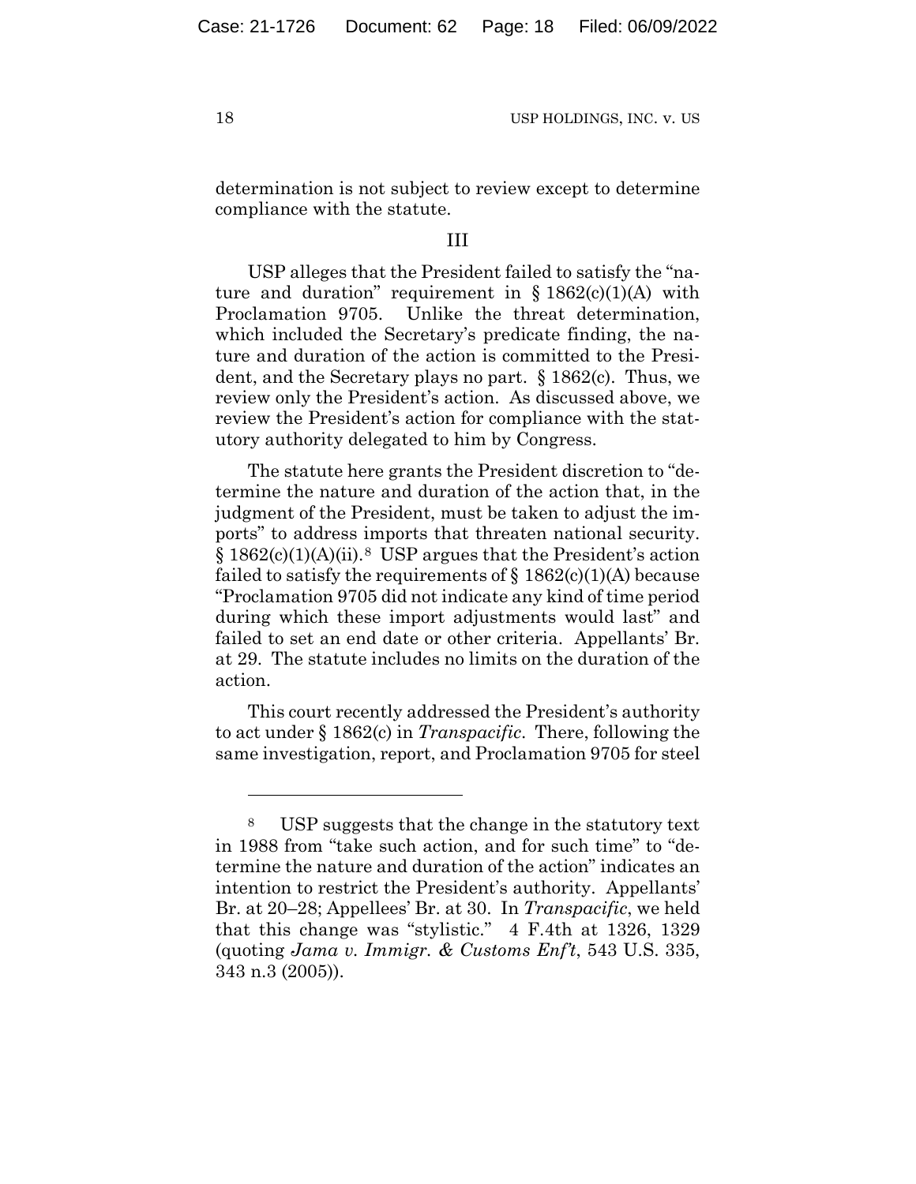determination is not subject to review except to determine compliance with the statute.

## III

USP alleges that the President failed to satisfy the "nature and duration" requirement in § 1862(c)(1)(A) with Proclamation 9705. Unlike the threat determination, which included the Secretary's predicate finding, the nature and duration of the action is committed to the President, and the Secretary plays no part. § 1862(c). Thus, we review only the President's action. As discussed above, we review the President's action for compliance with the statutory authority delegated to him by Congress.

The statute here grants the President discretion to "determine the nature and duration of the action that, in the judgment of the President, must be taken to adjust the imports" to address imports that threaten national security. § 1862(c)(1)(A)(ii).[8] USP argues that the President's action failed to satisfy the requirements of § 1862(c)(1)(A) because "Proclamation 9705 did not indicate any kind of time period during which these import adjustments would last" and failed to set an end date or other criteria. Appellants' Br. at 29. The statute includes no limits on the duration of the action.

This court recently addressed the President's authority to act under § 1862(c) in *Transpacific*. There, following the same investigation, report, and Proclamation 9705 for steel

---

[8] USP suggests that the change in the statutory text in 1988 from "take such action, and for such time" to "determine the nature and duration of the action" indicates an intention to restrict the President's authority. Appellants' Br. at 20–28; Appellees' Br. at 30. In *Transpacific*, we held that this change was "stylistic." 4 F.4th at 1326, 1329 (quoting *Jama v. Immigr. & Customs Enf't*, 543 U.S. 335, 343 n.3 (2005)).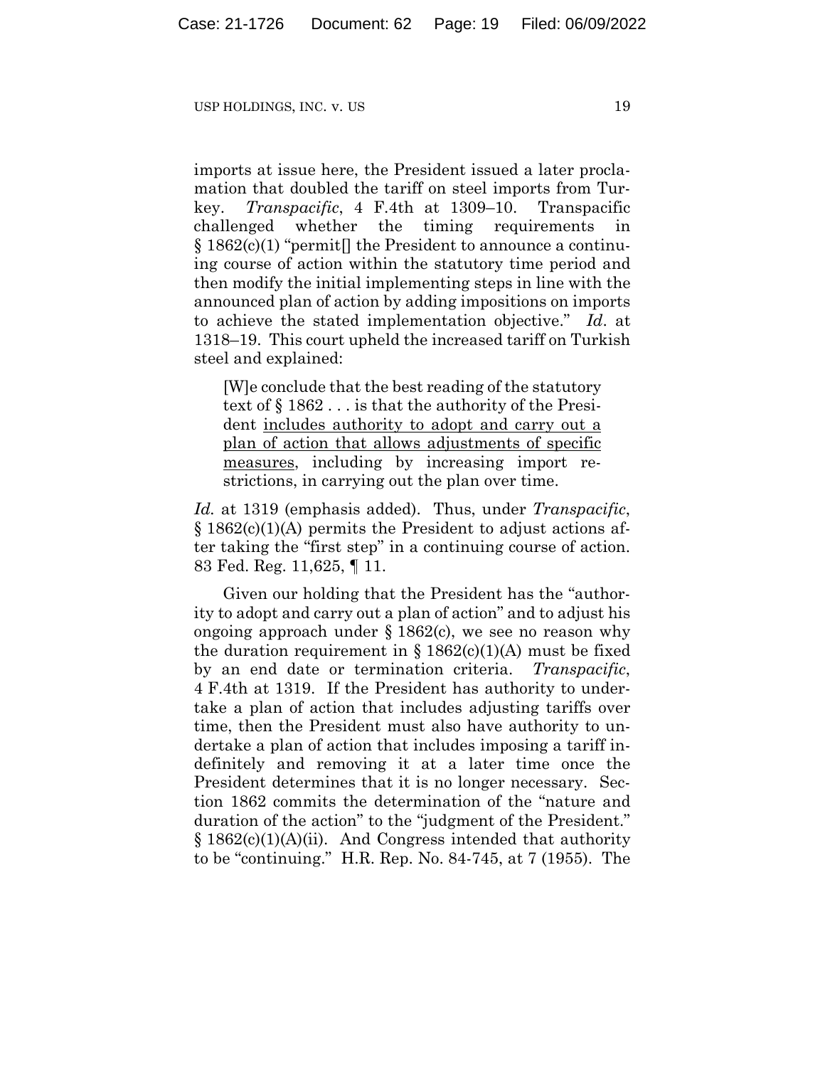imports at issue here, the President issued a later proclamation that doubled the tariff on steel imports from Turkey. *Transpacific*, 4 F.4th at 1309–10. Transpacific challenged whether the timing requirements in § 1862(c)(1) "permit[] the President to announce a continuing course of action within the statutory time period and then modify the initial implementing steps in line with the announced plan of action by adding impositions on imports to achieve the stated implementation objective." *Id*. at 1318–19. This court upheld the increased tariff on Turkish steel and explained:

> [W]e conclude that the best reading of the statutory text of § 1862 . . . is that the authority of the President <u>includes authority to adopt and carry out a plan of action that allows adjustments of specific measures</u>, including by increasing import restrictions, in carrying out the plan over time.

*Id.* at 1319 (emphasis added). Thus, under *Transpacific*, § 1862(c)(1)(A) permits the President to adjust actions after taking the "first step" in a continuing course of action. 83 Fed. Reg. 11,625, ¶ 11.

Given our holding that the President has the "authority to adopt and carry out a plan of action" and to adjust his ongoing approach under § 1862(c), we see no reason why the duration requirement in § 1862(c)(1)(A) must be fixed by an end date or termination criteria. *Transpacific*, 4 F.4th at 1319. If the President has authority to undertake a plan of action that includes adjusting tariffs over time, then the President must also have authority to undertake a plan of action that includes imposing a tariff indefinitely and removing it at a later time once the President determines that it is no longer necessary. Section 1862 commits the determination of the "nature and duration of the action" to the "judgment of the President." § 1862(c)(1)(A)(ii). And Congress intended that authority to be "continuing." H.R. Rep. No. 84-745, at 7 (1955). The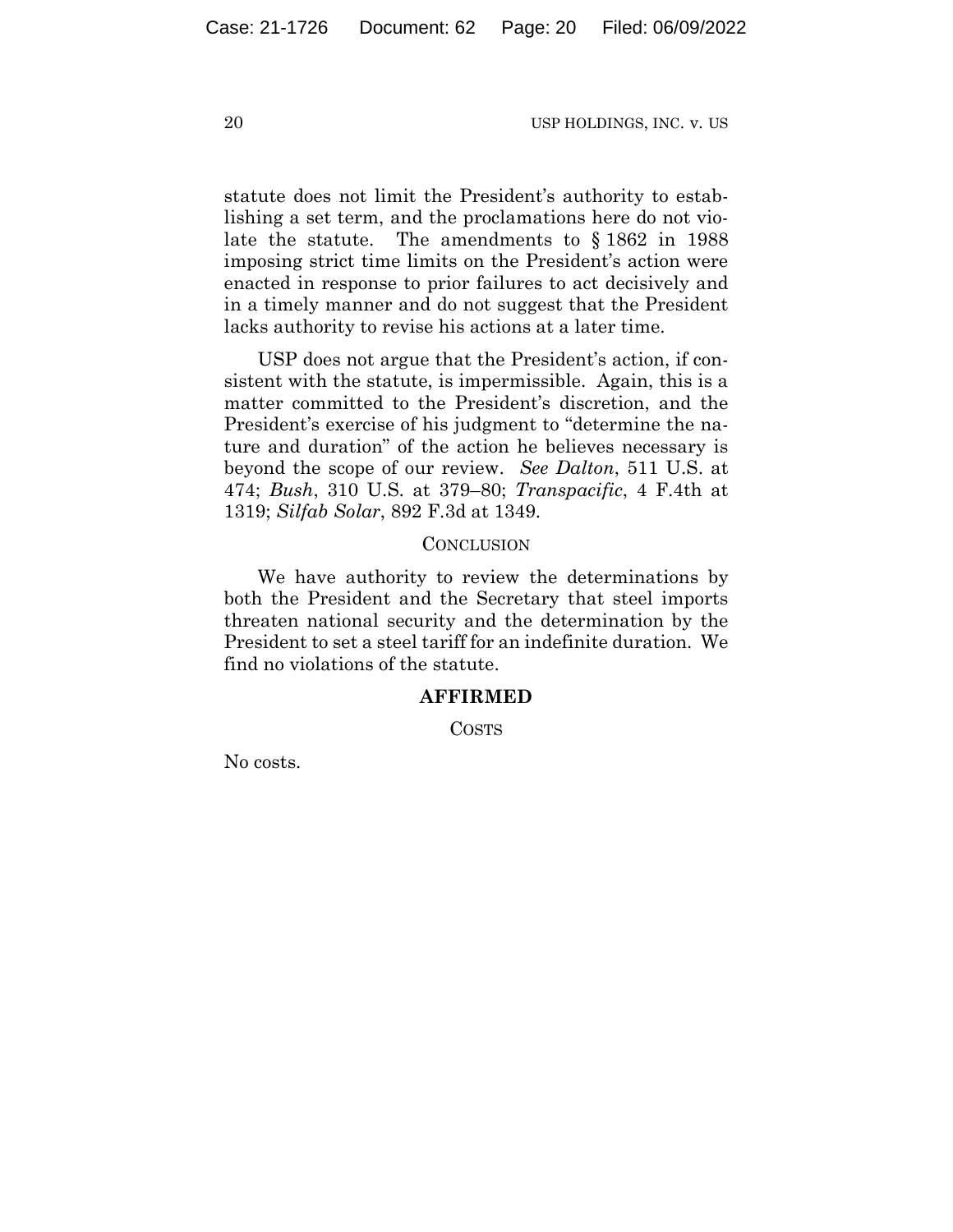statute does not limit the President's authority to establishing a set term, and the proclamations here do not violate the statute. The amendments to § 1862 in 1988 imposing strict time limits on the President's action were enacted in response to prior failures to act decisively and in a timely manner and do not suggest that the President lacks authority to revise his actions at a later time.

USP does not argue that the President's action, if consistent with the statute, is impermissible. Again, this is a matter committed to the President's discretion, and the President's exercise of his judgment to "determine the nature and duration" of the action he believes necessary is beyond the scope of our review. *See Dalton*, 511 U.S. at 474; *Bush*, 310 U.S. at 379–80; *Transpacific*, 4 F.4th at 1319; *Silfab Solar*, 892 F.3d at 1349.

## CONCLUSION

We have authority to review the determinations by both the President and the Secretary that steel imports threaten national security and the determination by the President to set a steel tariff for an indefinite duration. We find no violations of the statute.

## AFFIRMED

## COSTS

No costs.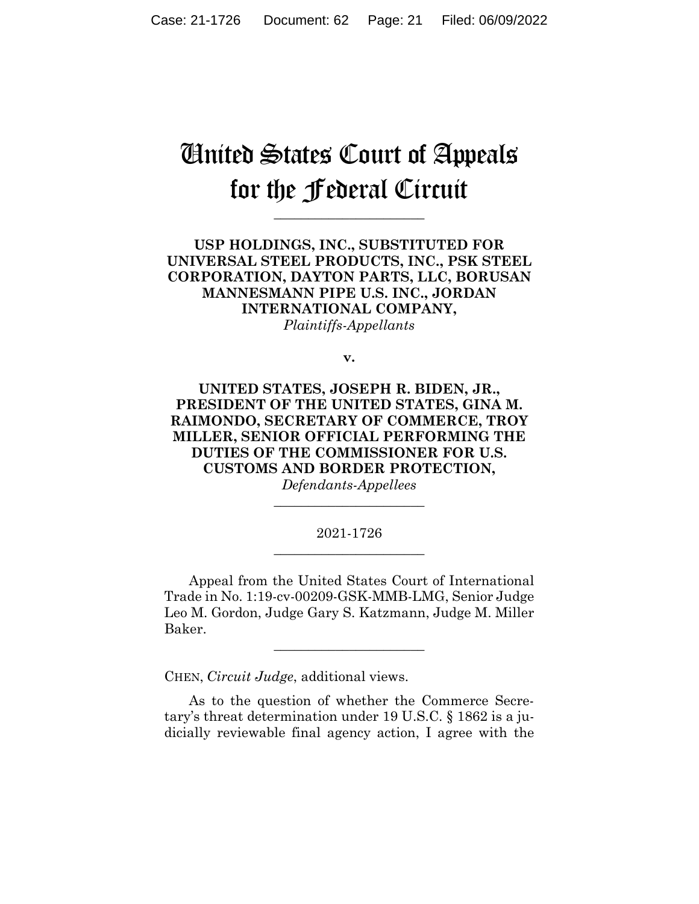# United States Court of Appeals for the Federal Circuit

---

**USP HOLDINGS, INC., SUBSTITUTED FOR UNIVERSAL STEEL PRODUCTS, INC., PSK STEEL CORPORATION, DAYTON PARTS, LLC, BORUSAN MANNESMANN PIPE U.S. INC., JORDAN INTERNATIONAL COMPANY,**
*Plaintiffs-Appellants*

**v.**

**UNITED STATES, JOSEPH R. BIDEN, JR., PRESIDENT OF THE UNITED STATES, GINA M. RAIMONDO, SECRETARY OF COMMERCE, TROY MILLER, SENIOR OFFICIAL PERFORMING THE DUTIES OF THE COMMISSIONER FOR U.S. CUSTOMS AND BORDER PROTECTION,**
*Defendants-Appellees*

---

2021-1726

---

Appeal from the United States Court of International Trade in No. 1:19-cv-00209-GSK-MMB-LMG, Senior Judge Leo M. Gordon, Judge Gary S. Katzmann, Judge M. Miller Baker.

---

CHEN, *Circuit Judge*, additional views.

As to the question of whether the Commerce Secretary's threat determination under 19 U.S.C. § 1862 is a judicially reviewable final agency action, I agree with the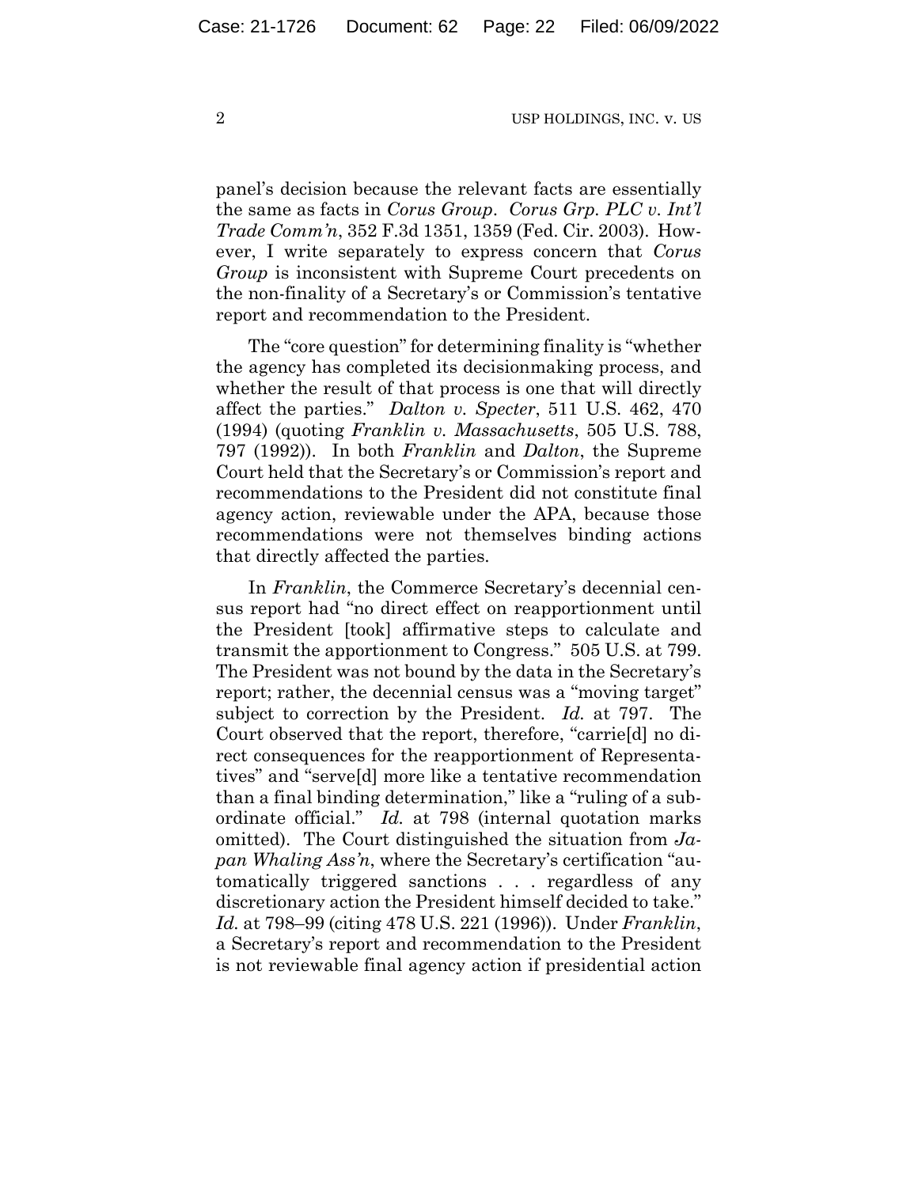panel's decision because the relevant facts are essentially the same as facts in *Corus Group*. *Corus Grp. PLC v. Int'l Trade Comm'n*, 352 F.3d 1351, 1359 (Fed. Cir. 2003). However, I write separately to express concern that *Corus Group* is inconsistent with Supreme Court precedents on the non-finality of a Secretary's or Commission's tentative report and recommendation to the President.

The "core question" for determining finality is "whether the agency has completed its decisionmaking process, and whether the result of that process is one that will directly affect the parties." *Dalton v. Specter*, 511 U.S. 462, 470 (1994) (quoting *Franklin v. Massachusetts*, 505 U.S. 788, 797 (1992)). In both *Franklin* and *Dalton*, the Supreme Court held that the Secretary's or Commission's report and recommendations to the President did not constitute final agency action, reviewable under the APA, because those recommendations were not themselves binding actions that directly affected the parties.

In *Franklin*, the Commerce Secretary's decennial census report had "no direct effect on reapportionment until the President [took] affirmative steps to calculate and transmit the apportionment to Congress." 505 U.S. at 799. The President was not bound by the data in the Secretary's report; rather, the decennial census was a "moving target" subject to correction by the President. *Id.* at 797. The Court observed that the report, therefore, "carrie[d] no direct consequences for the reapportionment of Representatives" and "serve[d] more like a tentative recommendation than a final binding determination," like a "ruling of a subordinate official." *Id.* at 798 (internal quotation marks omitted). The Court distinguished the situation from *Japan Whaling Ass'n*, where the Secretary's certification "automatically triggered sanctions . . . regardless of any discretionary action the President himself decided to take." *Id.* at 798–99 (citing 478 U.S. 221 (1996)). Under *Franklin*, a Secretary's report and recommendation to the President is not reviewable final agency action if presidential action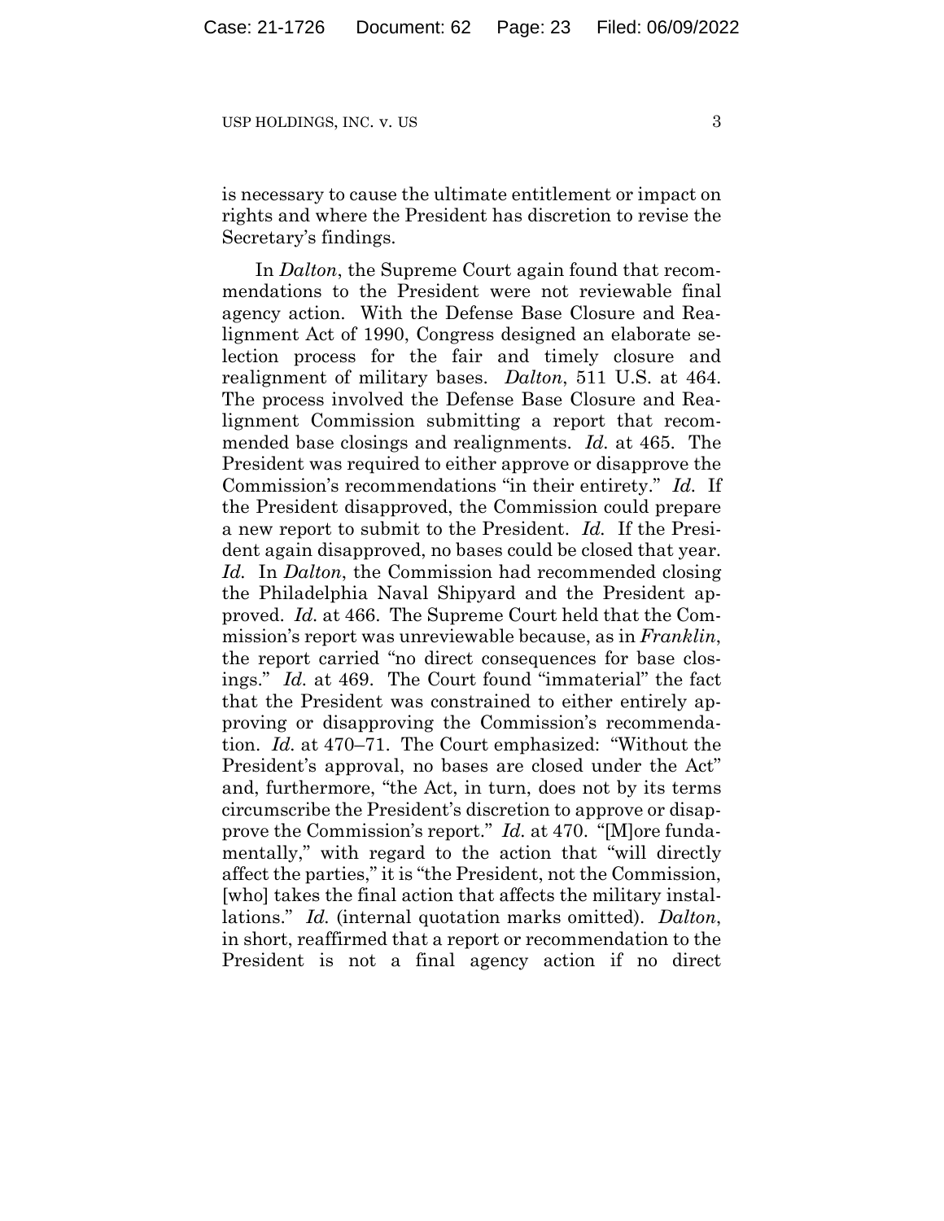is necessary to cause the ultimate entitlement or impact on rights and where the President has discretion to revise the Secretary's findings.

In *Dalton*, the Supreme Court again found that recommendations to the President were not reviewable final agency action. With the Defense Base Closure and Realignment Act of 1990, Congress designed an elaborate selection process for the fair and timely closure and realignment of military bases. *Dalton*, 511 U.S. at 464. The process involved the Defense Base Closure and Realignment Commission submitting a report that recommended base closings and realignments. *Id.* at 465. The President was required to either approve or disapprove the Commission's recommendations "in their entirety." *Id.* If the President disapproved, the Commission could prepare a new report to submit to the President. *Id.* If the President again disapproved, no bases could be closed that year. *Id.* In *Dalton*, the Commission had recommended closing the Philadelphia Naval Shipyard and the President approved. *Id.* at 466. The Supreme Court held that the Commission's report was unreviewable because, as in *Franklin*, the report carried "no direct consequences for base closings." *Id.* at 469. The Court found "immaterial" the fact that the President was constrained to either entirely approving or disapproving the Commission's recommendation. *Id.* at 470–71. The Court emphasized: "Without the President's approval, no bases are closed under the Act" and, furthermore, "the Act, in turn, does not by its terms circumscribe the President's discretion to approve or disapprove the Commission's report." *Id.* at 470. "[M]ore fundamentally," with regard to the action that "will directly affect the parties," it is "the President, not the Commission, [who] takes the final action that affects the military installations." *Id.* (internal quotation marks omitted). *Dalton*, in short, reaffirmed that a report or recommendation to the President is not a final agency action if no direct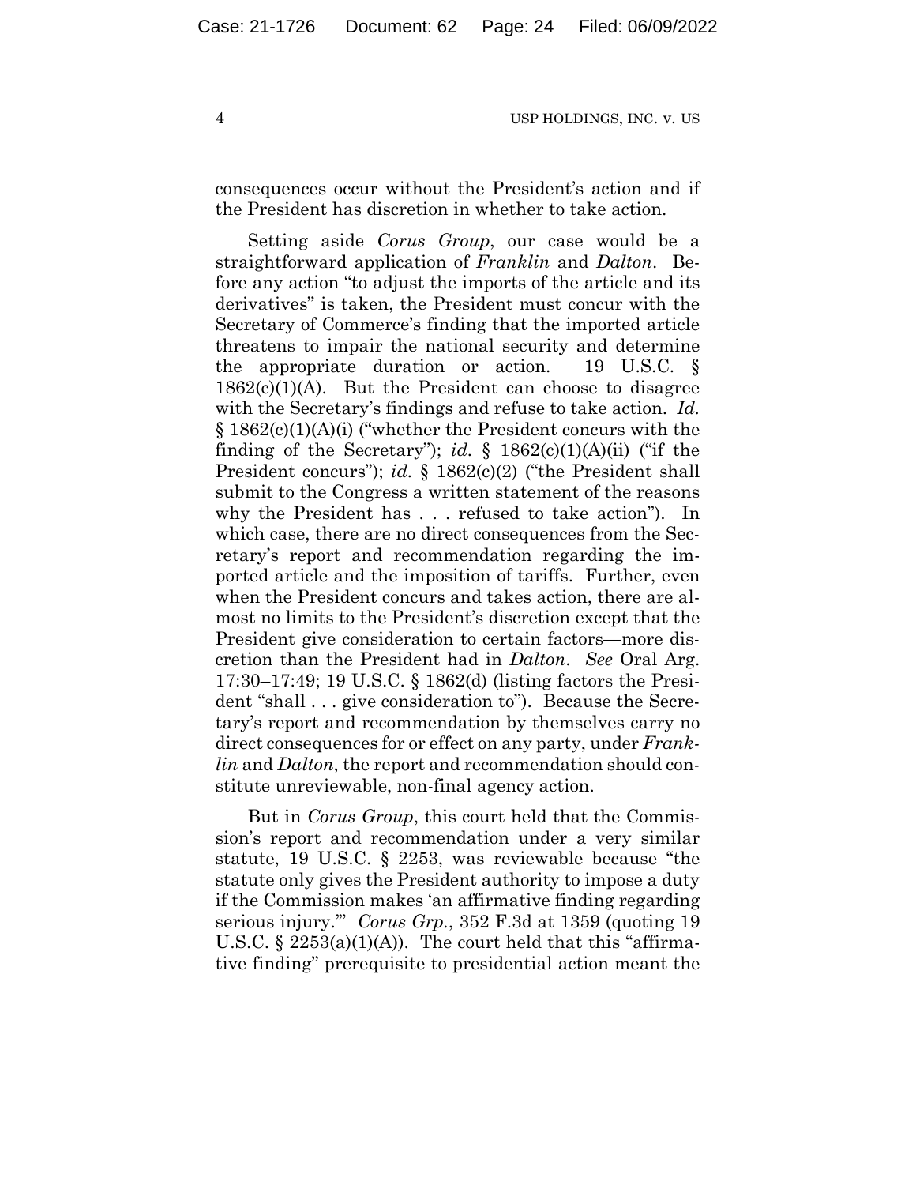consequences occur without the President's action and if the President has discretion in whether to take action.

Setting aside *Corus Group*, our case would be a straightforward application of *Franklin* and *Dalton*. Before any action "to adjust the imports of the article and its derivatives" is taken, the President must concur with the Secretary of Commerce's finding that the imported article threatens to impair the national security and determine the appropriate duration or action. 19 U.S.C. § 1862(c)(1)(A). But the President can choose to disagree with the Secretary's findings and refuse to take action. *Id.* § 1862(c)(1)(A)(i) ("whether the President concurs with the finding of the Secretary"); *id.* § 1862(c)(1)(A)(ii) ("if the President concurs"); *id.* § 1862(c)(2) ("the President shall submit to the Congress a written statement of the reasons why the President has . . . refused to take action"). In which case, there are no direct consequences from the Secretary's report and recommendation regarding the imported article and the imposition of tariffs. Further, even when the President concurs and takes action, there are almost no limits to the President's discretion except that the President give consideration to certain factors—more discretion than the President had in *Dalton*. *See* Oral Arg. 17:30–17:49; 19 U.S.C. § 1862(d) (listing factors the President "shall . . . give consideration to"). Because the Secretary's report and recommendation by themselves carry no direct consequences for or effect on any party, under *Franklin* and *Dalton*, the report and recommendation should constitute unreviewable, non-final agency action.

But in *Corus Group*, this court held that the Commission's report and recommendation under a very similar statute, 19 U.S.C. § 2253, was reviewable because "the statute only gives the President authority to impose a duty if the Commission makes 'an affirmative finding regarding serious injury.'" *Corus Grp.*, 352 F.3d at 1359 (quoting 19 U.S.C. § 2253(a)(1)(A)). The court held that this "affirmative finding" prerequisite to presidential action meant the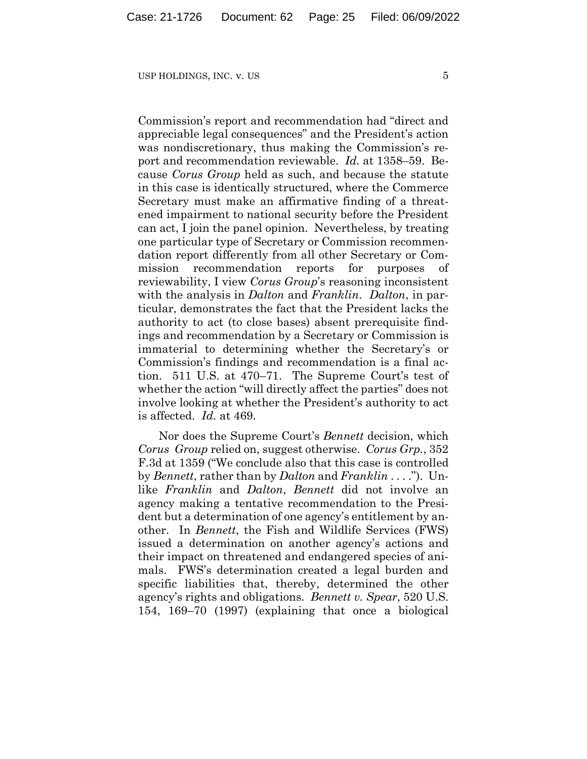Commission's report and recommendation had "direct and appreciable legal consequences" and the President's action was nondiscretionary, thus making the Commission's report and recommendation reviewable. *Id.* at 1358–59. Because *Corus Group* held as such, and because the statute in this case is identically structured, where the Commerce Secretary must make an affirmative finding of a threatened impairment to national security before the President can act, I join the panel opinion. Nevertheless, by treating one particular type of Secretary or Commission recommendation report differently from all other Secretary or Commission recommendation reports for purposes of reviewability, I view *Corus Group*'s reasoning inconsistent with the analysis in *Dalton* and *Franklin*. *Dalton*, in particular, demonstrates the fact that the President lacks the authority to act (to close bases) absent prerequisite findings and recommendation by a Secretary or Commission is immaterial to determining whether the Secretary's or Commission's findings and recommendation is a final action. 511 U.S. at 470–71. The Supreme Court's test of whether the action "will directly affect the parties" does not involve looking at whether the President's authority to act is affected. *Id.* at 469.

Nor does the Supreme Court's *Bennett* decision, which *Corus Group* relied on, suggest otherwise. *Corus Grp.*, 352 F.3d at 1359 ("We conclude also that this case is controlled by *Bennett*, rather than by *Dalton* and *Franklin* . . . ."). Unlike *Franklin* and *Dalton*, *Bennett* did not involve an agency making a tentative recommendation to the President but a determination of one agency's entitlement by another. In *Bennett*, the Fish and Wildlife Services (FWS) issued a determination on another agency's actions and their impact on threatened and endangered species of animals. FWS's determination created a legal burden and specific liabilities that, thereby, determined the other agency's rights and obligations. *Bennett v. Spear*, 520 U.S. 154, 169–70 (1997) (explaining that once a biological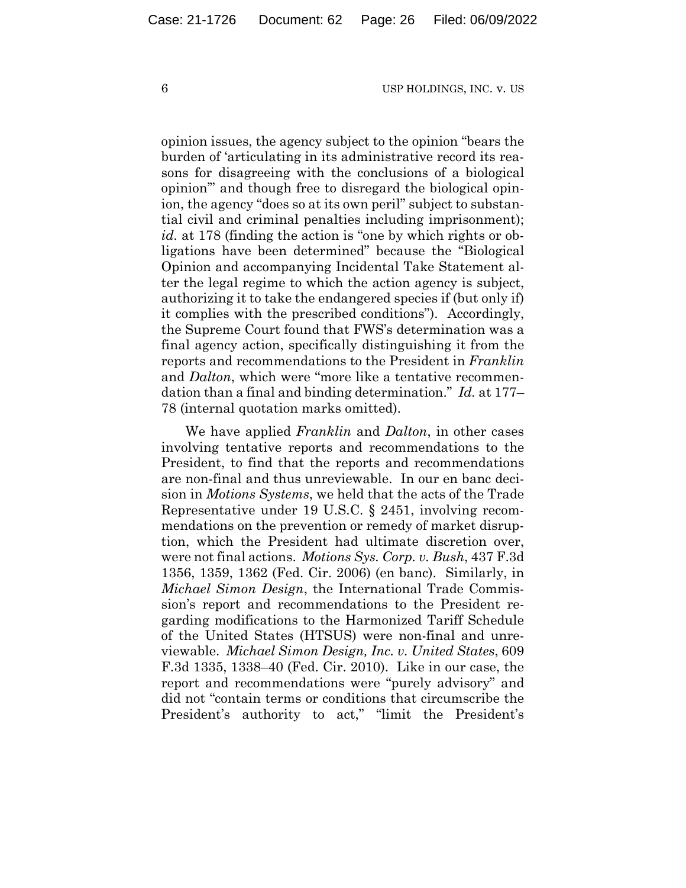opinion issues, the agency subject to the opinion "bears the burden of 'articulating in its administrative record its reasons for disagreeing with the conclusions of a biological opinion'" and though free to disregard the biological opinion, the agency "does so at its own peril" subject to substantial civil and criminal penalties including imprisonment); *id.* at 178 (finding the action is "one by which rights or obligations have been determined" because the "Biological Opinion and accompanying Incidental Take Statement alter the legal regime to which the action agency is subject, authorizing it to take the endangered species if (but only if) it complies with the prescribed conditions"). Accordingly, the Supreme Court found that FWS's determination was a final agency action, specifically distinguishing it from the reports and recommendations to the President in *Franklin* and *Dalton*, which were "more like a tentative recommendation than a final and binding determination." *Id.* at 177–78 (internal quotation marks omitted).

We have applied *Franklin* and *Dalton*, in other cases involving tentative reports and recommendations to the President, to find that the reports and recommendations are non-final and thus unreviewable. In our en banc decision in *Motions Systems*, we held that the acts of the Trade Representative under 19 U.S.C. § 2451, involving recommendations on the prevention or remedy of market disruption, which the President had ultimate discretion over, were not final actions. *Motions Sys. Corp. v. Bush*, 437 F.3d 1356, 1359, 1362 (Fed. Cir. 2006) (en banc). Similarly, in *Michael Simon Design*, the International Trade Commission's report and recommendations to the President regarding modifications to the Harmonized Tariff Schedule of the United States (HTSUS) were non-final and unreviewable. *Michael Simon Design, Inc. v. United States*, 609 F.3d 1335, 1338–40 (Fed. Cir. 2010). Like in our case, the report and recommendations were "purely advisory" and did not "contain terms or conditions that circumscribe the President's authority to act," "limit the President's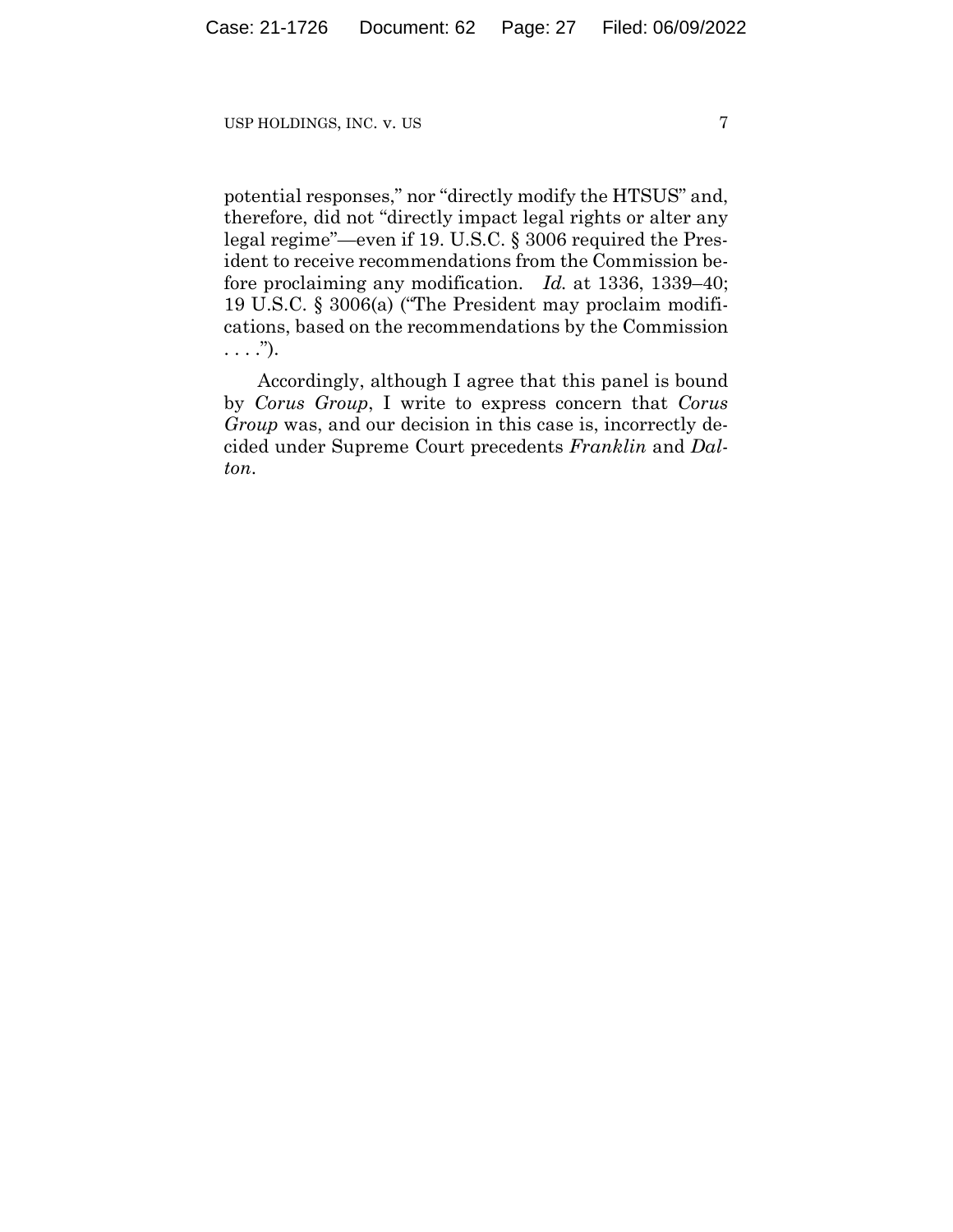potential responses," nor "directly modify the HTSUS" and, therefore, did not "directly impact legal rights or alter any legal regime"—even if 19. U.S.C. § 3006 required the President to receive recommendations from the Commission before proclaiming any modification. *Id.* at 1336, 1339–40; 19 U.S.C. § 3006(a) ("The President may proclaim modifications, based on the recommendations by the Commission . . . .").

Accordingly, although I agree that this panel is bound by *Corus Group*, I write to express concern that *Corus Group* was, and our decision in this case is, incorrectly decided under Supreme Court precedents *Franklin* and *Dalton*.